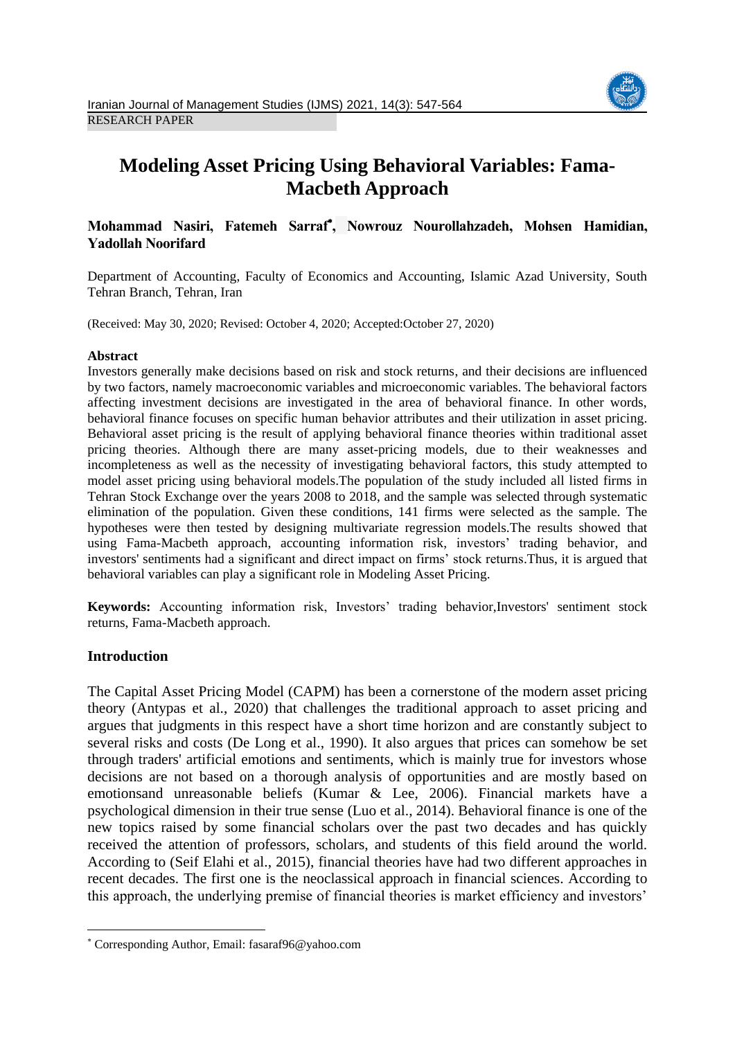RESEARCH PAPER

# Modeling Asset Pricing Using Behavioral Variables: Fama-Macbeth Approach

**Mohammad Nasiri, Fatemeh Sarraf*, Nowrouz Nourollahzadeh, Mohsen Hamidian, Yadollah Noorifard**

Department of Accounting, Faculty of Economics and Accounting, Islamic Azad University, South Tehran Branch, Tehran, Iran

(Received: May 30, 2020; Revised: October 4, 2020; Accepted:October 27, 2020)

**Abstract**

Investors generally make decisions based on risk and stock returns, and their decisions are influenced by two factors, namely macroeconomic variables and microeconomic variables. The behavioral factors affecting investment decisions are investigated in the area of behavioral finance. In other words, behavioral finance focuses on specific human behavior attributes and their utilization in asset pricing. Behavioral asset pricing is the result of applying behavioral finance theories within traditional asset pricing theories. Although there are many asset-pricing models, due to their weaknesses and incompleteness as well as the necessity of investigating behavioral factors, this study attempted to model asset pricing using behavioral models.The population of the study included all listed firms in Tehran Stock Exchange over the years 2008 to 2018, and the sample was selected through systematic elimination of the population. Given these conditions, 141 firms were selected as the sample. The hypotheses were then tested by designing multivariate regression models.The results showed that using Fama-Macbeth approach, accounting information risk, investors' trading behavior, and investors' sentiments had a significant and direct impact on firms' stock returns.Thus, it is argued that behavioral variables can play a significant role in Modeling Asset Pricing.

**Keywords:** Accounting information risk, Investors' trading behavior,Investors' sentiment stock returns, Fama-Macbeth approach.

## Introduction

The Capital Asset Pricing Model (CAPM) has been a cornerstone of the modern asset pricing theory (Antypas et al., 2020) that challenges the traditional approach to asset pricing and argues that judgments in this respect have a short time horizon and are constantly subject to several risks and costs (De Long et al., 1990). It also argues that prices can somehow be set through traders' artificial emotions and sentiments, which is mainly true for investors whose decisions are not based on a thorough analysis of opportunities and are mostly based on emotionsand unreasonable beliefs (Kumar & Lee, 2006). Financial markets have a psychological dimension in their true sense (Luo et al., 2014). Behavioral finance is one of the new topics raised by some financial scholars over the past two decades and has quickly received the attention of professors, scholars, and students of this field around the world. According to (Seif Elahi et al., 2015), financial theories have had two different approaches in recent decades. The first one is the neoclassical approach in financial sciences. According to this approach, the underlying premise of financial theories is market efficiency and investors'

---

* Corresponding Author, Email: fasaraf96@yahoo.com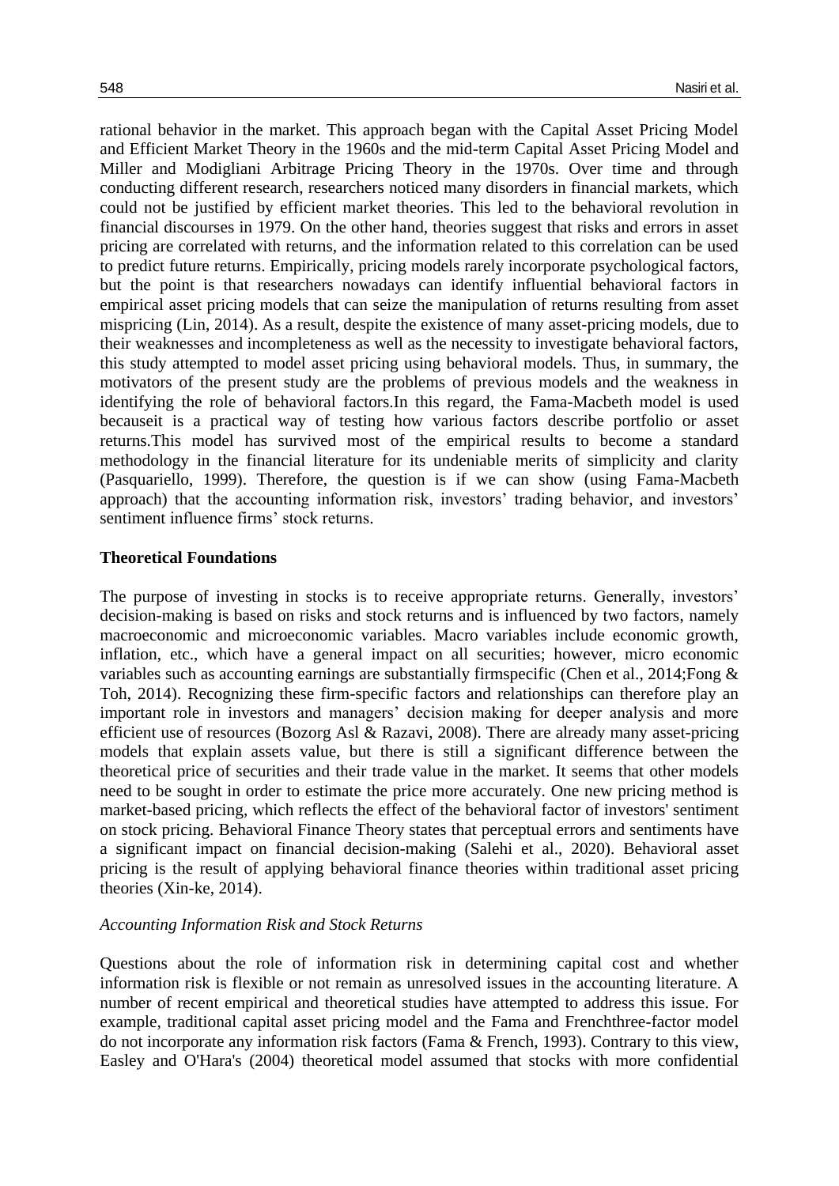rational behavior in the market. This approach began with the Capital Asset Pricing Model and Efficient Market Theory in the 1960s and the mid-term Capital Asset Pricing Model and Miller and Modigliani Arbitrage Pricing Theory in the 1970s. Over time and through conducting different research, researchers noticed many disorders in financial markets, which could not be justified by efficient market theories. This led to the behavioral revolution in financial discourses in 1979. On the other hand, theories suggest that risks and errors in asset pricing are correlated with returns, and the information related to this correlation can be used to predict future returns. Empirically, pricing models rarely incorporate psychological factors, but the point is that researchers nowadays can identify influential behavioral factors in empirical asset pricing models that can seize the manipulation of returns resulting from asset mispricing (Lin, 2014). As a result, despite the existence of many asset-pricing models, due to their weaknesses and incompleteness as well as the necessity to investigate behavioral factors, this study attempted to model asset pricing using behavioral models. Thus, in summary, the motivators of the present study are the problems of previous models and the weakness in identifying the role of behavioral factors.In this regard, the Fama-Macbeth model is used becauseit is a practical way of testing how various factors describe portfolio or asset returns.This model has survived most of the empirical results to become a standard methodology in the financial literature for its undeniable merits of simplicity and clarity (Pasquariello, 1999). Therefore, the question is if we can show (using Fama-Macbeth approach) that the accounting information risk, investors' trading behavior, and investors' sentiment influence firms' stock returns.

## Theoretical Foundations

The purpose of investing in stocks is to receive appropriate returns. Generally, investors' decision-making is based on risks and stock returns and is influenced by two factors, namely macroeconomic and microeconomic variables. Macro variables include economic growth, inflation, etc., which have a general impact on all securities; however, micro economic variables such as accounting earnings are substantially firmspecific (Chen et al., 2014;Fong & Toh, 2014). Recognizing these firm-specific factors and relationships can therefore play an important role in investors and managers' decision making for deeper analysis and more efficient use of resources (Bozorg Asl & Razavi, 2008). There are already many asset-pricing models that explain assets value, but there is still a significant difference between the theoretical price of securities and their trade value in the market. It seems that other models need to be sought in order to estimate the price more accurately. One new pricing method is market-based pricing, which reflects the effect of the behavioral factor of investors' sentiment on stock pricing. Behavioral Finance Theory states that perceptual errors and sentiments have a significant impact on financial decision-making (Salehi et al., 2020). Behavioral asset pricing is the result of applying behavioral finance theories within traditional asset pricing theories (Xin-ke, 2014).

### *Accounting Information Risk and Stock Returns*

Questions about the role of information risk in determining capital cost and whether information risk is flexible or not remain as unresolved issues in the accounting literature. A number of recent empirical and theoretical studies have attempted to address this issue. For example, traditional capital asset pricing model and the Fama and Frenchthree-factor model do not incorporate any information risk factors (Fama & French, 1993). Contrary to this view, Easley and O'Hara's (2004) theoretical model assumed that stocks with more confidential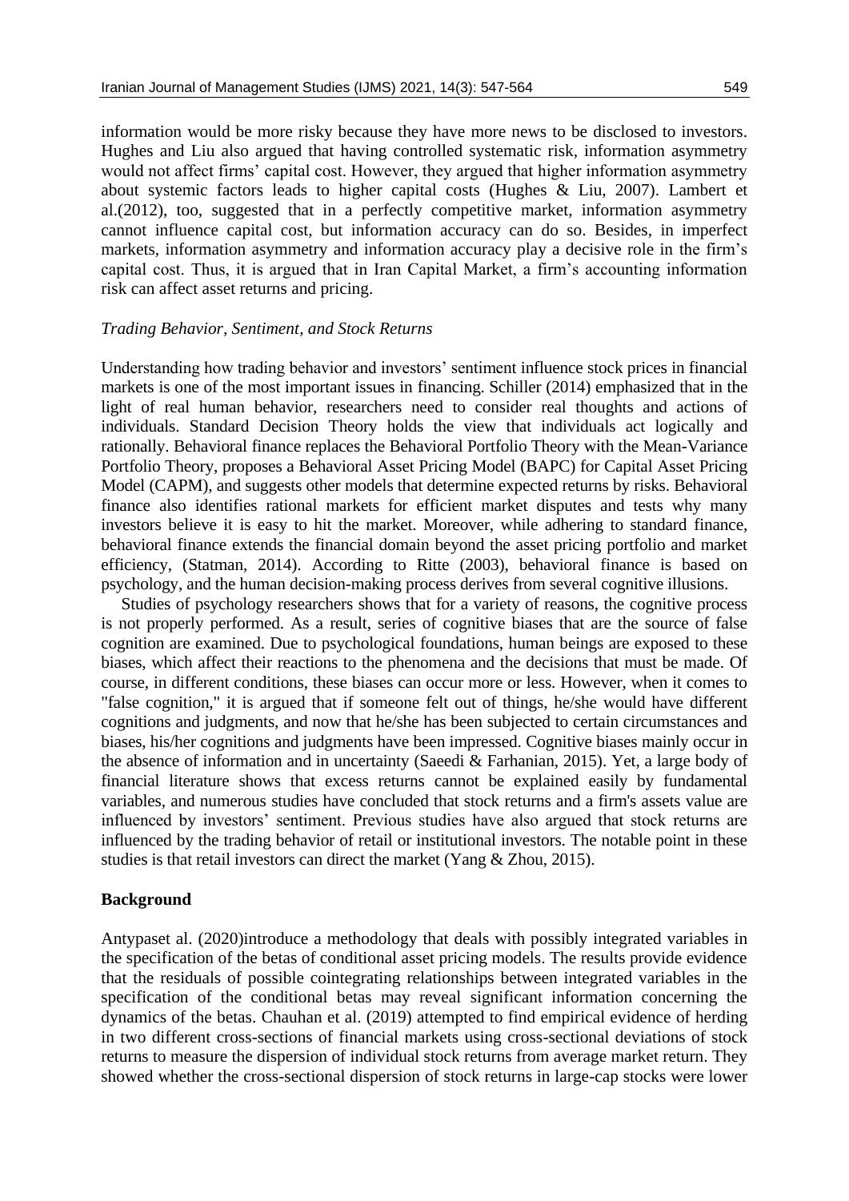information would be more risky because they have more news to be disclosed to investors. Hughes and Liu also argued that having controlled systematic risk, information asymmetry would not affect firms' capital cost. However, they argued that higher information asymmetry about systemic factors leads to higher capital costs (Hughes & Liu, 2007). Lambert et al.(2012), too, suggested that in a perfectly competitive market, information asymmetry cannot influence capital cost, but information accuracy can do so. Besides, in imperfect markets, information asymmetry and information accuracy play a decisive role in the firm's capital cost. Thus, it is argued that in Iran Capital Market, a firm's accounting information risk can affect asset returns and pricing.

*Trading Behavior, Sentiment, and Stock Returns*

Understanding how trading behavior and investors' sentiment influence stock prices in financial markets is one of the most important issues in financing. Schiller (2014) emphasized that in the light of real human behavior, researchers need to consider real thoughts and actions of individuals. Standard Decision Theory holds the view that individuals act logically and rationally. Behavioral finance replaces the Behavioral Portfolio Theory with the Mean-Variance Portfolio Theory, proposes a Behavioral Asset Pricing Model (BAPC) for Capital Asset Pricing Model (CAPM), and suggests other models that determine expected returns by risks. Behavioral finance also identifies rational markets for efficient market disputes and tests why many investors believe it is easy to hit the market. Moreover, while adhering to standard finance, behavioral finance extends the financial domain beyond the asset pricing portfolio and market efficiency, (Statman, 2014). According to Ritte (2003), behavioral finance is based on psychology, and the human decision-making process derives from several cognitive illusions.

Studies of psychology researchers shows that for a variety of reasons, the cognitive process is not properly performed. As a result, series of cognitive biases that are the source of false cognition are examined. Due to psychological foundations, human beings are exposed to these biases, which affect their reactions to the phenomena and the decisions that must be made. Of course, in different conditions, these biases can occur more or less. However, when it comes to "false cognition," it is argued that if someone felt out of things, he/she would have different cognitions and judgments, and now that he/she has been subjected to certain circumstances and biases, his/her cognitions and judgments have been impressed. Cognitive biases mainly occur in the absence of information and in uncertainty (Saeedi & Farhanian, 2015). Yet, a large body of financial literature shows that excess returns cannot be explained easily by fundamental variables, and numerous studies have concluded that stock returns and a firm's assets value are influenced by investors' sentiment. Previous studies have also argued that stock returns are influenced by the trading behavior of retail or institutional investors. The notable point in these studies is that retail investors can direct the market (Yang & Zhou, 2015).

**Background**

Antypaset al. (2020)introduce a methodology that deals with possibly integrated variables in the specification of the betas of conditional asset pricing models. The results provide evidence that the residuals of possible cointegrating relationships between integrated variables in the specification of the conditional betas may reveal significant information concerning the dynamics of the betas. Chauhan et al. (2019) attempted to find empirical evidence of herding in two different cross-sections of financial markets using cross-sectional deviations of stock returns to measure the dispersion of individual stock returns from average market return. They showed whether the cross-sectional dispersion of stock returns in large-cap stocks were lower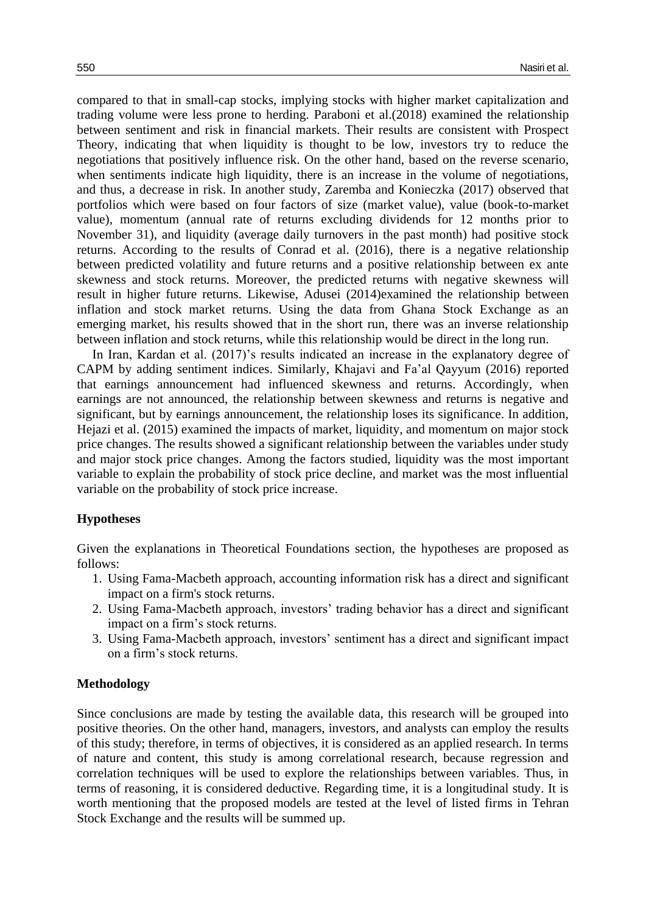compared to that in small-cap stocks, implying stocks with higher market capitalization and trading volume were less prone to herding. Paraboni et al.(2018) examined the relationship between sentiment and risk in financial markets. Their results are consistent with Prospect Theory, indicating that when liquidity is thought to be low, investors try to reduce the negotiations that positively influence risk. On the other hand, based on the reverse scenario, when sentiments indicate high liquidity, there is an increase in the volume of negotiations, and thus, a decrease in risk. In another study, Zaremba and Konieczka (2017) observed that portfolios which were based on four factors of size (market value), value (book-to-market value), momentum (annual rate of returns excluding dividends for 12 months prior to November 31), and liquidity (average daily turnovers in the past month) had positive stock returns. According to the results of Conrad et al. (2016), there is a negative relationship between predicted volatility and future returns and a positive relationship between ex ante skewness and stock returns. Moreover, the predicted returns with negative skewness will result in higher future returns. Likewise, Adusei (2014)examined the relationship between inflation and stock market returns. Using the data from Ghana Stock Exchange as an emerging market, his results showed that in the short run, there was an inverse relationship between inflation and stock returns, while this relationship would be direct in the long run.

In Iran, Kardan et al. (2017)'s results indicated an increase in the explanatory degree of CAPM by adding sentiment indices. Similarly, Khajavi and Fa'al Qayyum (2016) reported that earnings announcement had influenced skewness and returns. Accordingly, when earnings are not announced, the relationship between skewness and returns is negative and significant, but by earnings announcement, the relationship loses its significance. In addition, Hejazi et al. (2015) examined the impacts of market, liquidity, and momentum on major stock price changes. The results showed a significant relationship between the variables under study and major stock price changes. Among the factors studied, liquidity was the most important variable to explain the probability of stock price decline, and market was the most influential variable on the probability of stock price increase.

## Hypotheses

Given the explanations in Theoretical Foundations section, the hypotheses are proposed as follows:

1. Using Fama-Macbeth approach, accounting information risk has a direct and significant impact on a firm's stock returns.
2. Using Fama-Macbeth approach, investors' trading behavior has a direct and significant impact on a firm's stock returns.
3. Using Fama-Macbeth approach, investors' sentiment has a direct and significant impact on a firm's stock returns.

## Methodology

Since conclusions are made by testing the available data, this research will be grouped into positive theories. On the other hand, managers, investors, and analysts can employ the results of this study; therefore, in terms of objectives, it is considered as an applied research. In terms of nature and content, this study is among correlational research, because regression and correlation techniques will be used to explore the relationships between variables. Thus, in terms of reasoning, it is considered deductive. Regarding time, it is a longitudinal study. It is worth mentioning that the proposed models are tested at the level of listed firms in Tehran Stock Exchange and the results will be summed up.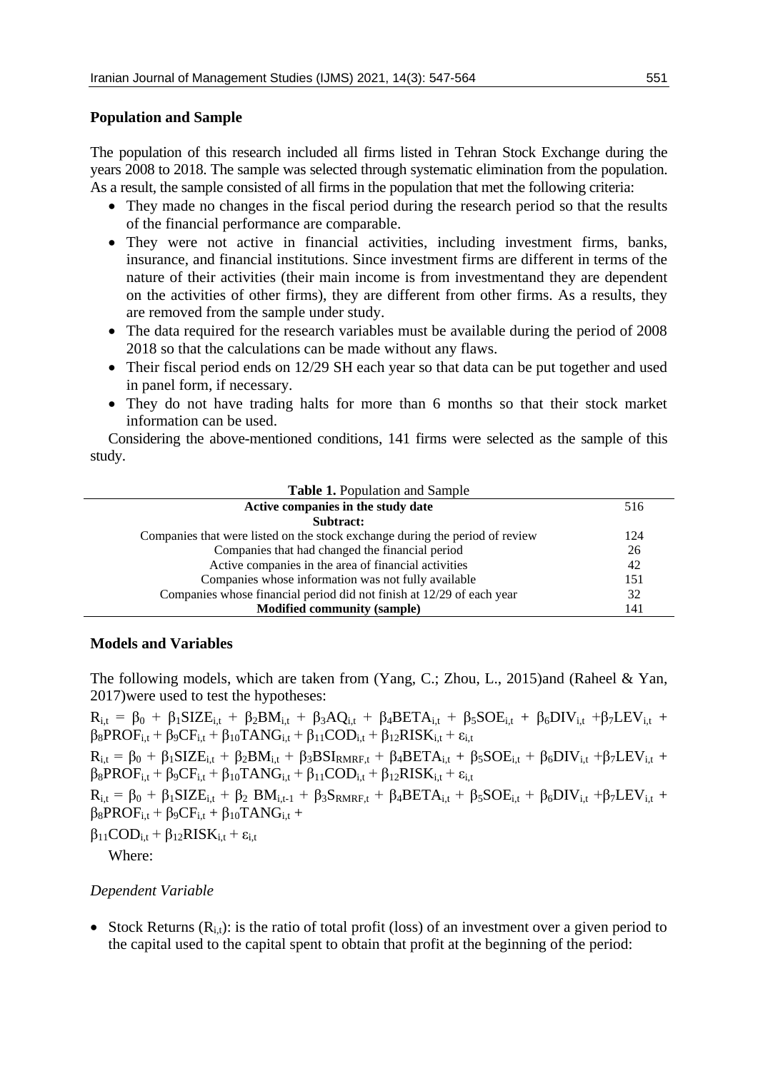## Population and Sample

The population of this research included all firms listed in Tehran Stock Exchange during the years 2008 to 2018. The sample was selected through systematic elimination from the population. As a result, the sample consisted of all firms in the population that met the following criteria:

- They made no changes in the fiscal period during the research period so that the results of the financial performance are comparable.
- They were not active in financial activities, including investment firms, banks, insurance, and financial institutions. Since investment firms are different in terms of the nature of their activities (their main income is from investmentand they are dependent on the activities of other firms), they are different from other firms. As a results, they are removed from the sample under study.
- The data required for the research variables must be available during the period of 2008 2018 so that the calculations can be made without any flaws.
- Their fiscal period ends on 12/29 SH each year so that data can be put together and used in panel form, if necessary.
- They do not have trading halts for more than 6 months so that their stock market information can be used.

Considering the above-mentioned conditions, 141 firms were selected as the sample of this study.

**Table 1.** Population and Sample

| **Active companies in the study date** | 516 |
|---|---|
| **Subtract:** | |
| Companies that were listed on the stock exchange during the period of review | 124 |
| Companies that had changed the financial period | 26 |
| Active companies in the area of financial activities | 42 |
| Companies whose information was not fully available | 151 |
| Companies whose financial period did not finish at 12/29 of each year | 32 |
| **Modified community (sample)** | 141 |

## Models and Variables

The following models, which are taken from (Yang, C.; Zhou, L., 2015)and (Raheel & Yan, 2017)were used to test the hypotheses:

$$R_{i,t} = \beta_0 + \beta_1 SIZE_{i,t} + \beta_2 BM_{i,t} + \beta_3 AQ_{i,t} + \beta_4 BETA_{i,t} + \beta_5 SOE_{i,t} + \beta_6 DIV_{i,t} + \beta_7 LEV_{i,t} + \beta_8 PROF_{i,t} + \beta_9 CF_{i,t} + \beta_{10} TANG_{i,t} + \beta_{11} COD_{i,t} + \beta_{12} RISK_{i,t} + \varepsilon_{i,t}$$

$$R_{i,t} = \beta_0 + \beta_1 SIZE_{i,t} + \beta_2 BM_{i,t} + \beta_3 BSI_{RMRF,t} + \beta_4 BETA_{i,t} + \beta_5 SOE_{i,t} + \beta_6 DIV_{i,t} + \beta_7 LEV_{i,t} + \beta_8 PROF_{i,t} + \beta_9 CF_{i,t} + \beta_{10} TANG_{i,t} + \beta_{11} COD_{i,t} + \beta_{12} RISK_{i,t} + \varepsilon_{i,t}$$

$$R_{i,t} = \beta_0 + \beta_1 SIZE_{i,t} + \beta_2 BM_{i,t-1} + \beta_3 S_{RMRF,t} + \beta_4 BETA_{i,t} + \beta_5 SOE_{i,t} + \beta_6 DIV_{i,t} + \beta_7 LEV_{i,t} + \beta_8 PROF_{i,t} + \beta_9 CF_{i,t} + \beta_{10} TANG_{i,t} + \beta_{11} COD_{i,t} + \beta_{12} RISK_{i,t} + \varepsilon_{i,t}$$

Where:

*Dependent Variable*

- Stock Returns ($R_{i,t}$): is the ratio of total profit (loss) of an investment over a given period to the capital used to the capital spent to obtain that profit at the beginning of the period: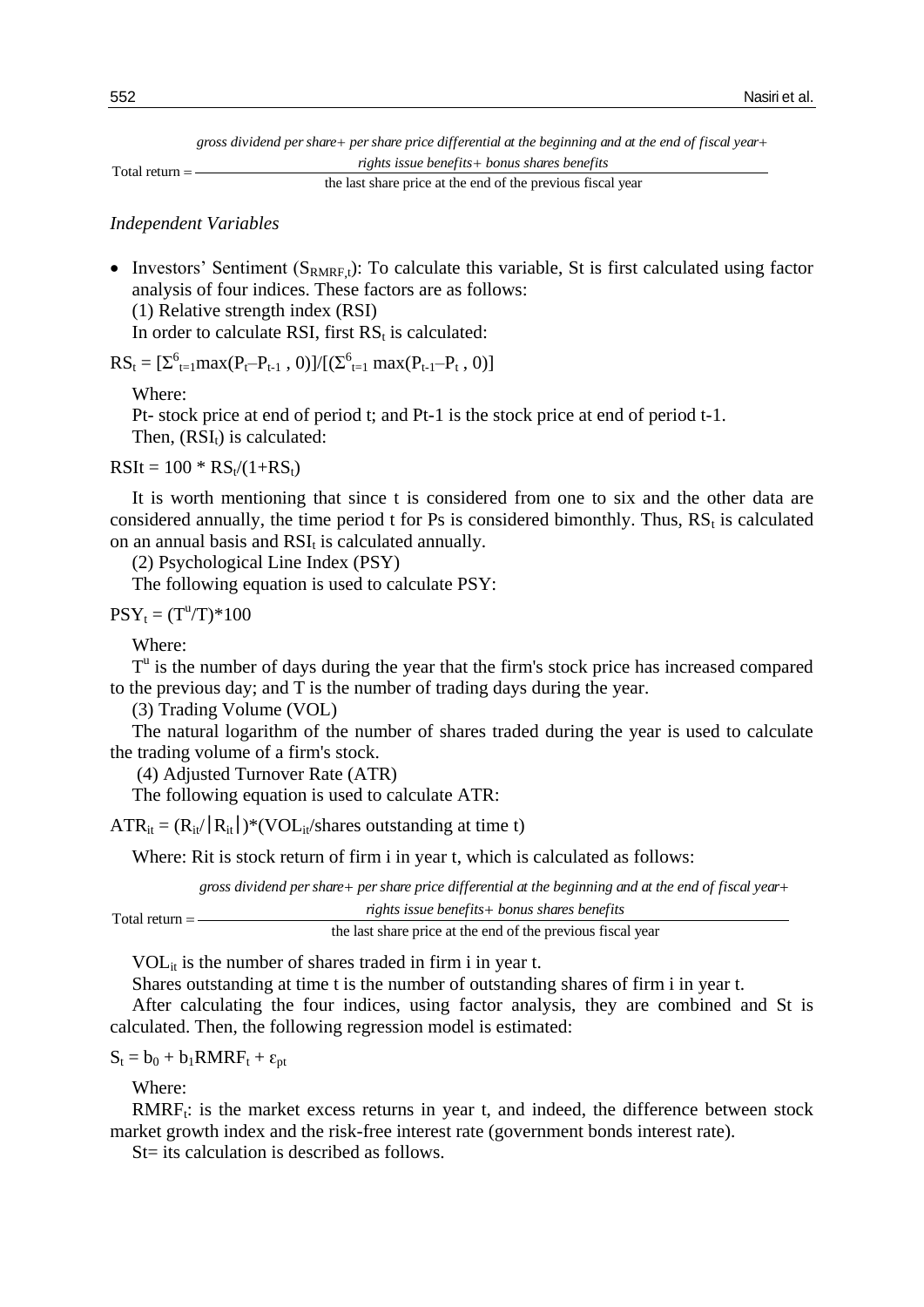$$\text{Total return} = \frac{\textit{gross dividend per share} + \textit{per share price differential at the beginning and at the end of fiscal year} + \textit{rights issue benefits} + \textit{bonus shares benefits}}{\text{the last share price at the end of the previous fiscal year}}$$

*Independent Variables*

- Investors' Sentiment ($S_{RMRF,t}$): To calculate this variable, St is first calculated using factor analysis of four indices. These factors are as follows:

  (1) Relative strength index (RSI)

  In order to calculate RSI, first $RS_t$ is calculated:

$$RS_t = [\Sigma^6_{t=1}\max(P_t – P_{t-1}, 0)]/[(\Sigma^6_{t=1}\max(P_{t-1} – P_t, 0)]$$

Where:

Pt- stock price at end of period t; and Pt-1 is the stock price at end of period t-1.

Then, ($RSI_t$) is calculated:

$$RSIt = 100 * RS_t/(1+RS_t)$$

It is worth mentioning that since t is considered from one to six and the other data are considered annually, the time period t for Ps is considered bimonthly. Thus, $RS_t$ is calculated on an annual basis and $RSI_t$ is calculated annually.

(2) Psychological Line Index (PSY)

The following equation is used to calculate PSY:

$$PSY_t = (T^u/T)*100$$

Where:

$T^u$ is the number of days during the year that the firm's stock price has increased compared to the previous day; and T is the number of trading days during the year.

(3) Trading Volume (VOL)

The natural logarithm of the number of shares traded during the year is used to calculate the trading volume of a firm's stock.

(4) Adjusted Turnover Rate (ATR)

The following equation is used to calculate ATR:

$$ATR_{it} = (R_{it}/|R_{it}|)*(VOL_{it}/\text{shares outstanding at time t})$$

Where: Rit is stock return of firm i in year t, which is calculated as follows:

$$\text{Total return} = \frac{\textit{gross dividend per share} + \textit{per share price differential at the beginning and at the end of fiscal year} + \textit{rights issue benefits} + \textit{bonus shares benefits}}{\text{the last share price at the end of the previous fiscal year}}$$

$VOL_{it}$ is the number of shares traded in firm i in year t.

Shares outstanding at time t is the number of outstanding shares of firm i in year t.

After calculating the four indices, using factor analysis, they are combined and St is calculated. Then, the following regression model is estimated:

$$S_t = b_0 + b_1 RMRF_t + \varepsilon_{pt}$$

Where:

$RMRF_t$: is the market excess returns in year t, and indeed, the difference between stock market growth index and the risk-free interest rate (government bonds interest rate).

St= its calculation is described as follows.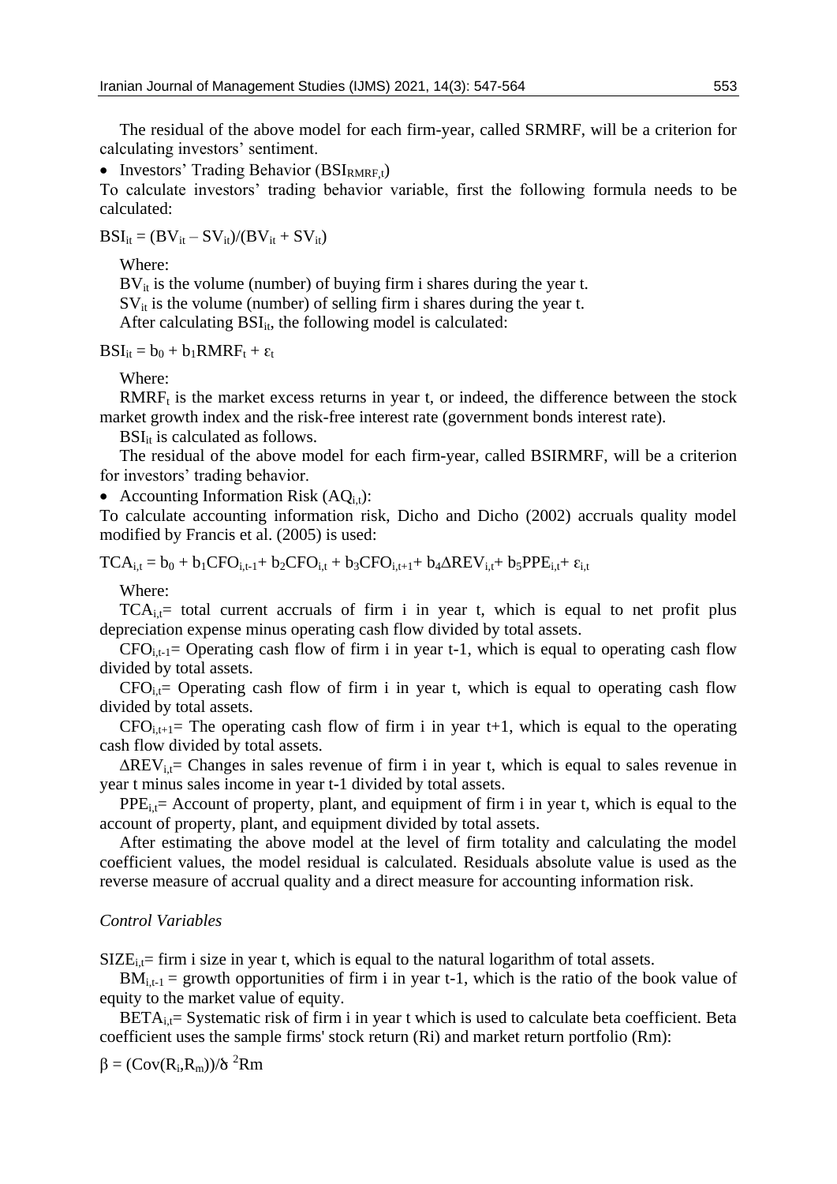The residual of the above model for each firm-year, called SRMRF, will be a criterion for calculating investors' sentiment.

- Investors' Trading Behavior ($BSI_{RMRF,t}$)

To calculate investors' trading behavior variable, first the following formula needs to be calculated:

$$BSI_{it} = (BV_{it} - SV_{it})/(BV_{it} + SV_{it})$$

Where:

$BV_{it}$ is the volume (number) of buying firm i shares during the year t.

$SV_{it}$ is the volume (number) of selling firm i shares during the year t.

After calculating $BSI_{it}$, the following model is calculated:

$$BSI_{it} = b_0 + b_1 RMRF_t + \varepsilon_t$$

Where:

$RMRF_t$ is the market excess returns in year t, or indeed, the difference between the stock market growth index and the risk-free interest rate (government bonds interest rate).

$BSI_{it}$ is calculated as follows.

The residual of the above model for each firm-year, called BSIRMRF, will be a criterion for investors' trading behavior.

- Accounting Information Risk ($AQ_{i,t}$):

To calculate accounting information risk, Dicho and Dicho (2002) accruals quality model modified by Francis et al. (2005) is used:

$$TCA_{i,t} = b_0 + b_1 CFO_{i,t-1} + b_2 CFO_{i,t} + b_3 CFO_{i,t+1} + b_4 \Delta REV_{i,t} + b_5 PPE_{i,t} + \varepsilon_{i,t}$$

Where:

$TCA_{i,t}$= total current accruals of firm i in year t, which is equal to net profit plus depreciation expense minus operating cash flow divided by total assets.

$CFO_{i,t-1}$= Operating cash flow of firm i in year t-1, which is equal to operating cash flow divided by total assets.

$CFO_{i,t}$= Operating cash flow of firm i in year t, which is equal to operating cash flow divided by total assets.

$CFO_{i,t+1}$= The operating cash flow of firm i in year t+1, which is equal to the operating cash flow divided by total assets.

$\Delta REV_{i,t}$= Changes in sales revenue of firm i in year t, which is equal to sales revenue in year t minus sales income in year t-1 divided by total assets.

$PPE_{i,t}$= Account of property, plant, and equipment of firm i in year t, which is equal to the account of property, plant, and equipment divided by total assets.

After estimating the above model at the level of firm totality and calculating the model coefficient values, the model residual is calculated. Residuals absolute value is used as the reverse measure of accrual quality and a direct measure for accounting information risk.

*Control Variables*

$SIZE_{i,t}$= firm i size in year t, which is equal to the natural logarithm of total assets.

$BM_{i,t-1}$ = growth opportunities of firm i in year t-1, which is the ratio of the book value of equity to the market value of equity.

$BETA_{i,t}$= Systematic risk of firm i in year t which is used to calculate beta coefficient. Beta coefficient uses the sample firms' stock return (Ri) and market return portfolio (Rm):

$$\beta = (Cov(R_i,R_m))/\sigma^2 Rm$$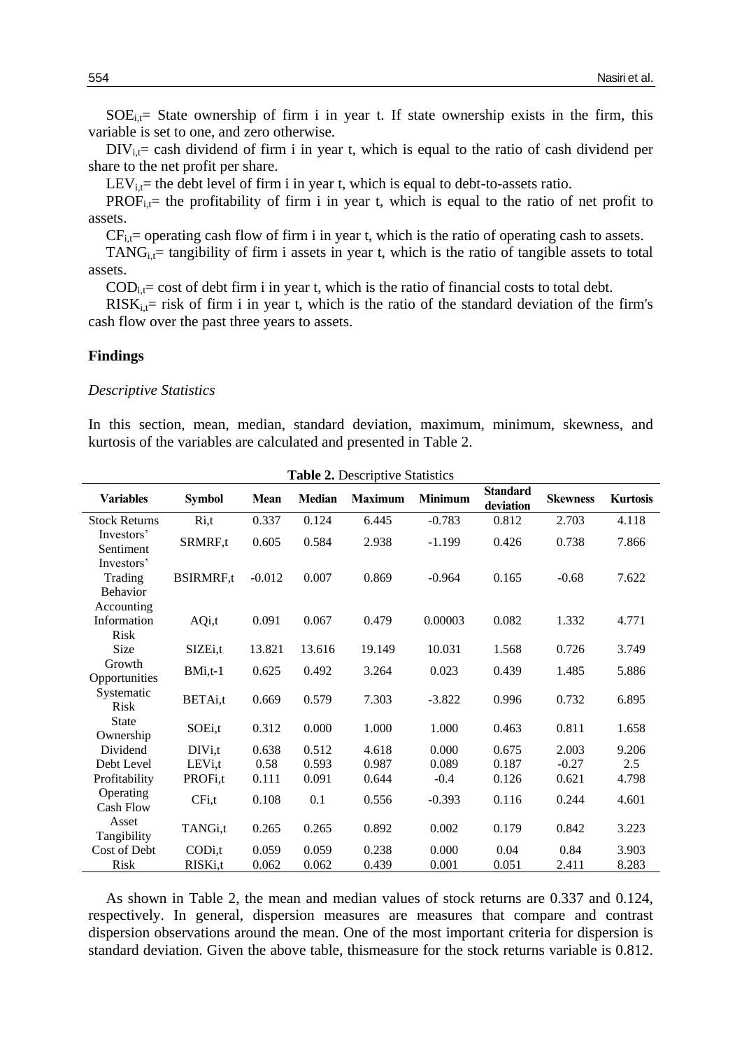$SOE_{i,t}$= State ownership of firm i in year t. If state ownership exists in the firm, this variable is set to one, and zero otherwise.

$DIV_{i,t}$= cash dividend of firm i in year t, which is equal to the ratio of cash dividend per share to the net profit per share.

$LEV_{i,t}$= the debt level of firm i in year t, which is equal to debt-to-assets ratio.

$PROF_{i,t}$= the profitability of firm i in year t, which is equal to the ratio of net profit to assets.

$CF_{i,t}$= operating cash flow of firm i in year t, which is the ratio of operating cash to assets.

$TANG_{i,t}$= tangibility of firm i assets in year t, which is the ratio of tangible assets to total assets.

$COD_{i,t}$= cost of debt firm i in year t, which is the ratio of financial costs to total debt.

$RISK_{i,t}$= risk of firm i in year t, which is the ratio of the standard deviation of the firm's cash flow over the past three years to assets.

## Findings

### *Descriptive Statistics*

In this section, mean, median, standard deviation, maximum, minimum, skewness, and kurtosis of the variables are calculated and presented in Table 2.

**Table 2.** Descriptive Statistics

| Variables | Symbol | Mean | Median | Maximum | Minimum | Standard deviation | Skewness | Kurtosis |
|---|---|---|---|---|---|---|---|---|
| Stock Returns | Ri,t | 0.337 | 0.124 | 6.445 | -0.783 | 0.812 | 2.703 | 4.118 |
| Investors' Sentiment | SRMRF,t | 0.605 | 0.584 | 2.938 | -1.199 | 0.426 | 0.738 | 7.866 |
| Investors' Trading Behavior | BSIRMRF,t | -0.012 | 0.007 | 0.869 | -0.964 | 0.165 | -0.68 | 7.622 |
| Accounting Information Risk | AQi,t | 0.091 | 0.067 | 0.479 | 0.00003 | 0.082 | 1.332 | 4.771 |
| Size | SIZEi,t | 13.821 | 13.616 | 19.149 | 10.031 | 1.568 | 0.726 | 3.749 |
| Growth Opportunities | BMi,t-1 | 0.625 | 0.492 | 3.264 | 0.023 | 0.439 | 1.485 | 5.886 |
| Systematic Risk | BETAi,t | 0.669 | 0.579 | 7.303 | -3.822 | 0.996 | 0.732 | 6.895 |
| State Ownership | SOEi,t | 0.312 | 0.000 | 1.000 | 1.000 | 0.463 | 0.811 | 1.658 |
| Dividend | DIVi,t | 0.638 | 0.512 | 4.618 | 0.000 | 0.675 | 2.003 | 9.206 |
| Debt Level | LEVi,t | 0.58 | 0.593 | 0.987 | 0.089 | 0.187 | -0.27 | 2.5 |
| Profitability | PROFi,t | 0.111 | 0.091 | 0.644 | -0.4 | 0.126 | 0.621 | 4.798 |
| Operating Cash Flow | CFi,t | 0.108 | 0.1 | 0.556 | -0.393 | 0.116 | 0.244 | 4.601 |
| Asset Tangibility | TANGi,t | 0.265 | 0.265 | 0.892 | 0.002 | 0.179 | 0.842 | 3.223 |
| Cost of Debt | CODi,t | 0.059 | 0.059 | 0.238 | 0.000 | 0.04 | 0.84 | 3.903 |
| Risk | RISKi,t | 0.062 | 0.062 | 0.439 | 0.001 | 0.051 | 2.411 | 8.283 |

As shown in Table 2, the mean and median values of stock returns are 0.337 and 0.124, respectively. In general, dispersion measures are measures that compare and contrast dispersion observations around the mean. One of the most important criteria for dispersion is standard deviation. Given the above table, thismeasure for the stock returns variable is 0.812.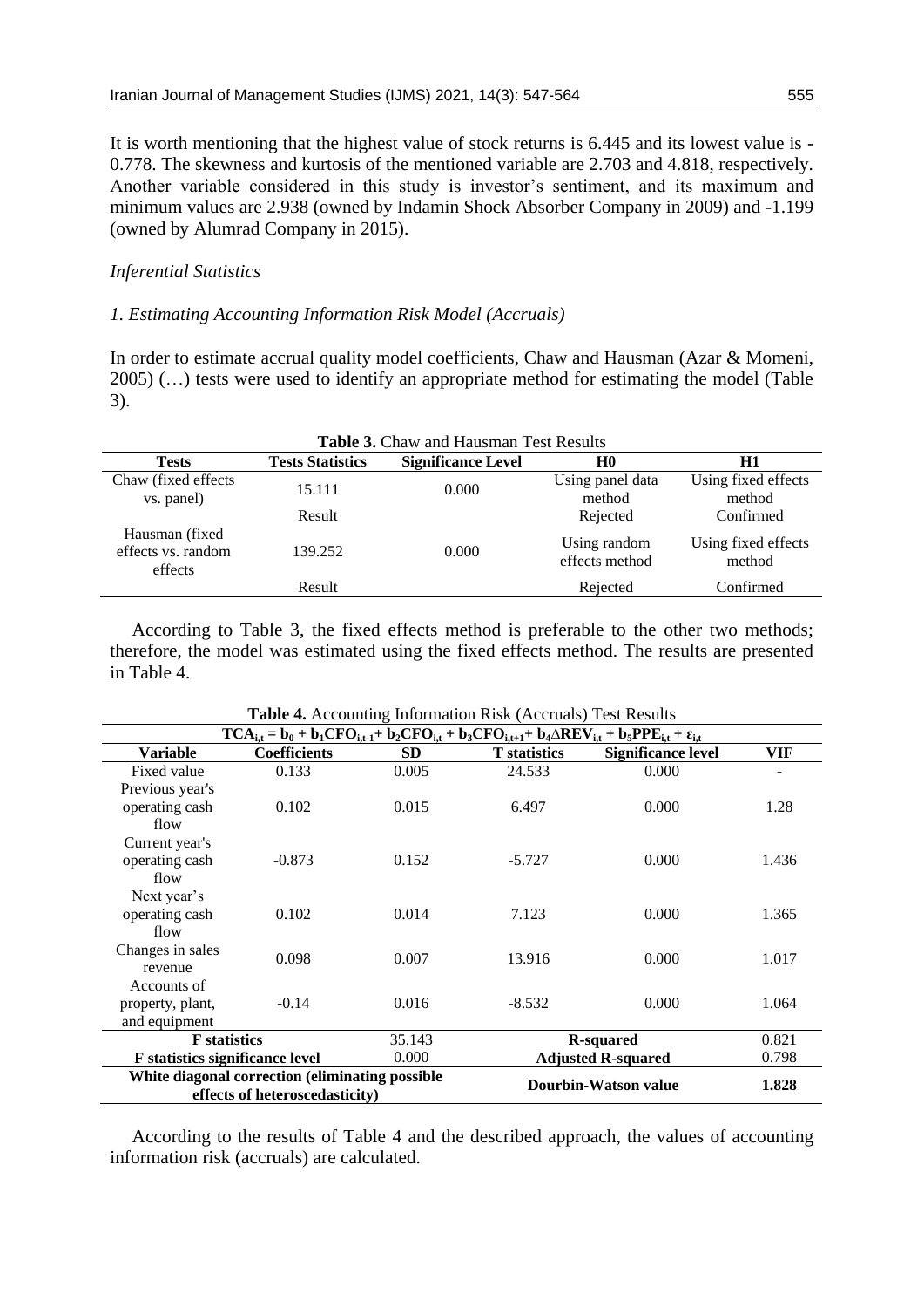It is worth mentioning that the highest value of stock returns is 6.445 and its lowest value is -0.778. The skewness and kurtosis of the mentioned variable are 2.703 and 4.818, respectively. Another variable considered in this study is investor's sentiment, and its maximum and minimum values are 2.938 (owned by Indamin Shock Absorber Company in 2009) and -1.199 (owned by Alumrad Company in 2015).

*Inferential Statistics*

*1. Estimating Accounting Information Risk Model (Accruals)*

In order to estimate accrual quality model coefficients, Chaw and Hausman (Azar & Momeni, 2005) (…) tests were used to identify an appropriate method for estimating the model (Table 3).

**Table 3.** Chaw and Hausman Test Results

| Tests | Tests Statistics | Significance Level | H0 | H1 |
|---|---|---|---|---|
| Chaw (fixed effects vs. panel) | 15.111 | 0.000 | Using panel data method | Using fixed effects method |
| | Result | | Rejected | Confirmed |
| Hausman (fixed effects vs. random effects | 139.252 | 0.000 | Using random effects method | Using fixed effects method |
| | Result | | Rejected | Confirmed |

According to Table 3, the fixed effects method is preferable to the other two methods; therefore, the model was estimated using the fixed effects method. The results are presented in Table 4.

**Table 4.** Accounting Information Risk (Accruals) Test Results

$$TCA_{i,t} = b_0 + b_1CFO_{i,t-1} + b_2CFO_{i,t} + b_3CFO_{i,t+1} + b_4\Delta REV_{i,t} + b_5PPE_{i,t} + \varepsilon_{i,t}$$

| Variable | Coefficients | SD | T statistics | Significance level | VIF |
|---|---|---|---|---|---|
| Fixed value | 0.133 | 0.005 | 24.533 | 0.000 | - |
| Previous year's operating cash flow | 0.102 | 0.015 | 6.497 | 0.000 | 1.28 |
| Current year's operating cash flow | -0.873 | 0.152 | -5.727 | 0.000 | 1.436 |
| Next year's operating cash flow | 0.102 | 0.014 | 7.123 | 0.000 | 1.365 |
| Changes in sales revenue | 0.098 | 0.007 | 13.916 | 0.000 | 1.017 |
| Accounts of property, plant, and equipment | -0.14 | 0.016 | -8.532 | 0.000 | 1.064 |
| **F statistics** | | 35.143 | **R-squared** | | 0.821 |
| **F statistics significance level** | | 0.000 | **Adjusted R-squared** | | 0.798 |
| **White diagonal correction (eliminating possible effects of heteroscedasticity)** | | | **Dourbin-Watson value** | | **1.828** |

According to the results of Table 4 and the described approach, the values of accounting information risk (accruals) are calculated.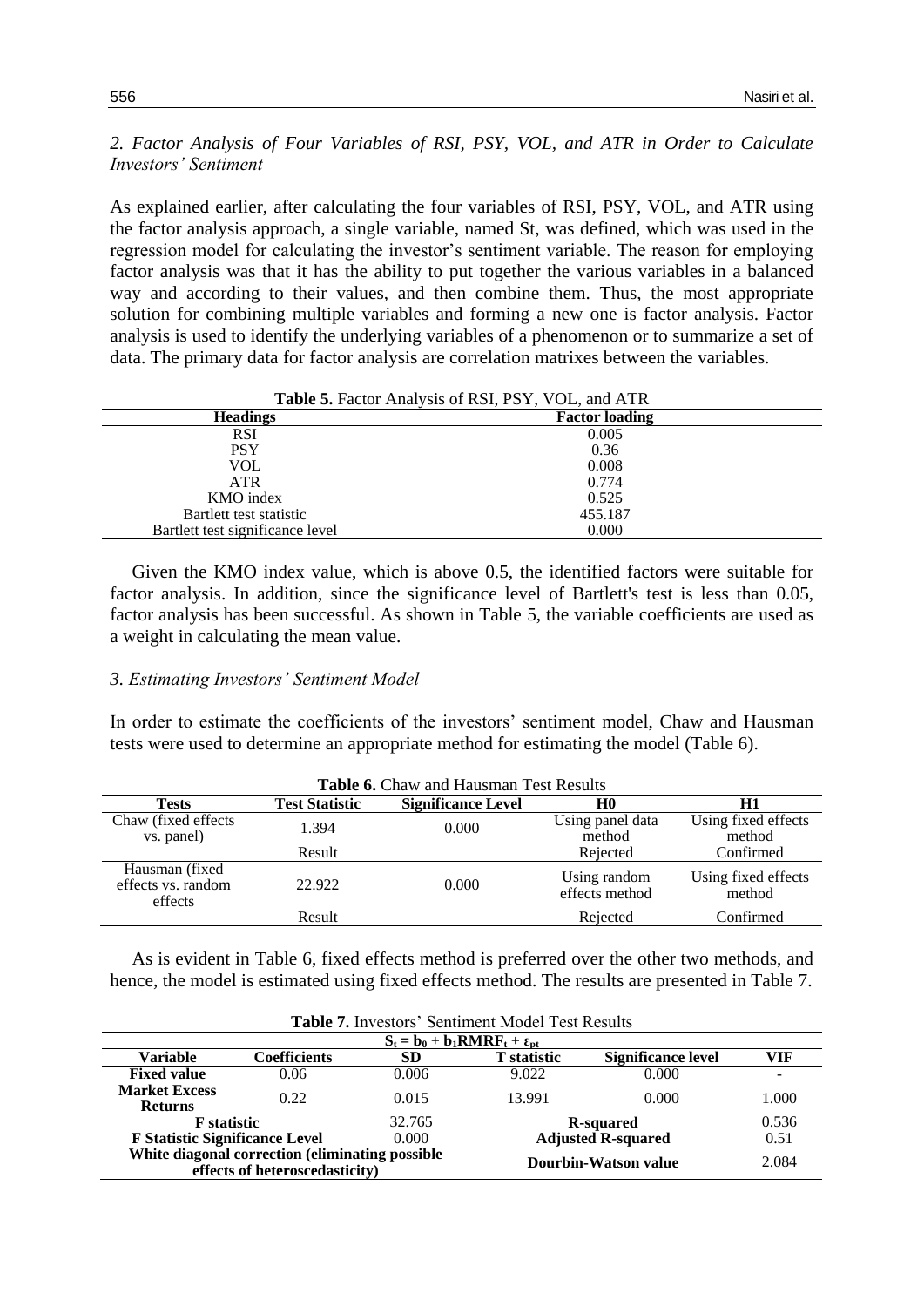*2. Factor Analysis of Four Variables of RSI, PSY, VOL, and ATR in Order to Calculate Investors' Sentiment*

As explained earlier, after calculating the four variables of RSI, PSY, VOL, and ATR using the factor analysis approach, a single variable, named St, was defined, which was used in the regression model for calculating the investor's sentiment variable. The reason for employing factor analysis was that it has the ability to put together the various variables in a balanced way and according to their values, and then combine them. Thus, the most appropriate solution for combining multiple variables and forming a new one is factor analysis. Factor analysis is used to identify the underlying variables of a phenomenon or to summarize a set of data. The primary data for factor analysis are correlation matrixes between the variables.

**Table 5.** Factor Analysis of RSI, PSY, VOL, and ATR

| Headings | Factor loading |
|---|---|
| RSI | 0.005 |
| PSY | 0.36 |
| VOL | 0.008 |
| ATR | 0.774 |
| KMO index | 0.525 |
| Bartlett test statistic | 455.187 |
| Bartlett test significance level | 0.000 |

Given the KMO index value, which is above 0.5, the identified factors were suitable for factor analysis. In addition, since the significance level of Bartlett's test is less than 0.05, factor analysis has been successful. As shown in Table 5, the variable coefficients are used as a weight in calculating the mean value.

*3. Estimating Investors' Sentiment Model*

In order to estimate the coefficients of the investors' sentiment model, Chaw and Hausman tests were used to determine an appropriate method for estimating the model (Table 6).

**Table 6.** Chaw and Hausman Test Results

| Tests | Test Statistic | Significance Level | H0 | H1 |
|---|---|---|---|---|
| Chaw (fixed effects vs. panel) | 1.394 | 0.000 | Using panel data method | Using fixed effects method |
| | Result | | Rejected | Confirmed |
| Hausman (fixed effects vs. random effects | 22.922 | 0.000 | Using random effects method | Using fixed effects method |
| | Result | | Rejected | Confirmed |

As is evident in Table 6, fixed effects method is preferred over the other two methods, and hence, the model is estimated using fixed effects method. The results are presented in Table 7.

**Table 7.** Investors' Sentiment Model Test Results

| $S_t = b_0 + b_1 RMRF_t + \varepsilon_{pt}$ | | | | | |
|---|---|---|---|---|---|
| **Variable** | **Coefficients** | **SD** | **T statistic** | **Significance level** | **VIF** |
| **Fixed value** | 0.06 | 0.006 | 9.022 | 0.000 | - |
| **Market Excess Returns** | 0.22 | 0.015 | 13.991 | 0.000 | 1.000 |
| **F statistic** | | 32.765 | **R-squared** | | 0.536 |
| **F Statistic Significance Level** | | 0.000 | **Adjusted R-squared** | | 0.51 |
| **White diagonal correction (eliminating possible effects of heteroscedasticity)** | | | **Dourbin-Watson value** | | 2.084 |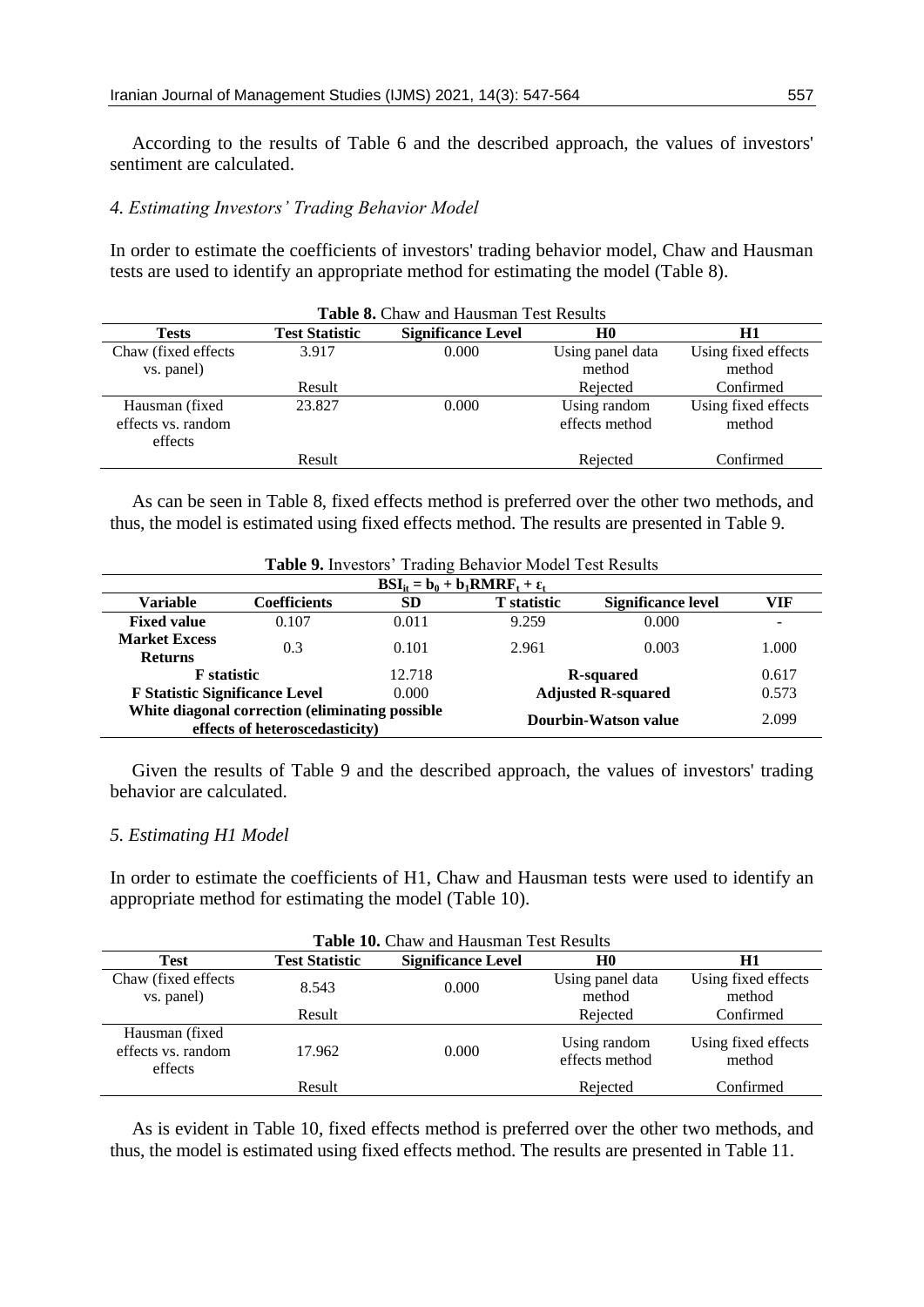According to the results of Table 6 and the described approach, the values of investors' sentiment are calculated.

### *4. Estimating Investors' Trading Behavior Model*

In order to estimate the coefficients of investors' trading behavior model, Chaw and Hausman tests are used to identify an appropriate method for estimating the model (Table 8).

**Table 8.** Chaw and Hausman Test Results

| Tests | Test Statistic | Significance Level | H0 | H1 |
|---|---|---|---|---|
| Chaw (fixed effects vs. panel) | 3.917 | 0.000 | Using panel data method | Using fixed effects method |
| | Result | | Rejected | Confirmed |
| Hausman (fixed effects vs. random effects | 23.827 | 0.000 | Using random effects method | Using fixed effects method |
| | Result | | Rejected | Confirmed |

As can be seen in Table 8, fixed effects method is preferred over the other two methods, and thus, the model is estimated using fixed effects method. The results are presented in Table 9.

**Table 9.** Investors' Trading Behavior Model Test Results

| $BSI_{it} = b_0 + b_1RMRF_t + \varepsilon_t$ | | | | | |
|---|---|---|---|---|---|
| **Variable** | **Coefficients** | **SD** | **T statistic** | **Significance level** | **VIF** |
| **Fixed value** | 0.107 | 0.011 | 9.259 | 0.000 | - |
| **Market Excess Returns** | 0.3 | 0.101 | 2.961 | 0.003 | 1.000 |
| **F statistic** | | 12.718 | **R-squared** | | 0.617 |
| **F Statistic Significance Level** | | 0.000 | **Adjusted R-squared** | | 0.573 |
| **White diagonal correction (eliminating possible effects of heteroscedasticity)** | | | **Dourbin-Watson value** | | 2.099 |

Given the results of Table 9 and the described approach, the values of investors' trading behavior are calculated.

### *5. Estimating H1 Model*

In order to estimate the coefficients of H1, Chaw and Hausman tests were used to identify an appropriate method for estimating the model (Table 10).

**Table 10.** Chaw and Hausman Test Results

| Test | Test Statistic | Significance Level | H0 | H1 |
|---|---|---|---|---|
| Chaw (fixed effects vs. panel) | 8.543 | 0.000 | Using panel data method | Using fixed effects method |
| | Result | | Rejected | Confirmed |
| Hausman (fixed effects vs. random effects | 17.962 | 0.000 | Using random effects method | Using fixed effects method |
| | Result | | Rejected | Confirmed |

As is evident in Table 10, fixed effects method is preferred over the other two methods, and thus, the model is estimated using fixed effects method. The results are presented in Table 11.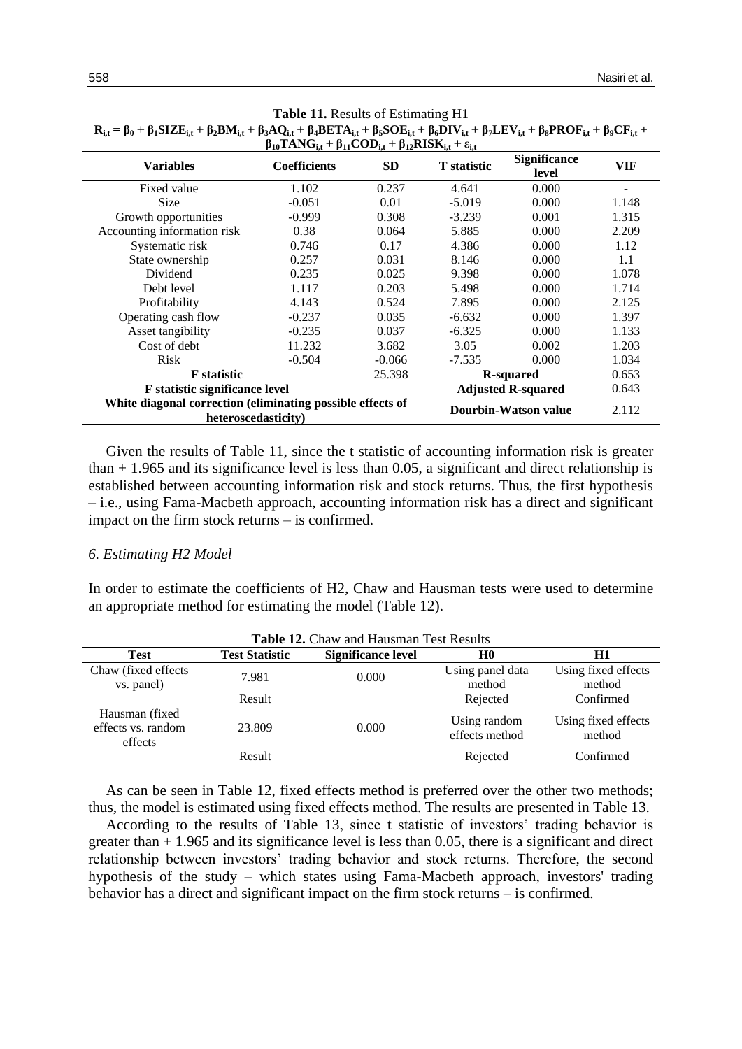**Table 11.** Results of Estimating H1

$$R_{i,t} = \beta_0 + \beta_1 SIZE_{i,t} + \beta_2 BM_{i,t} + \beta_3 AQ_{i,t} + \beta_4 BETA_{i,t} + \beta_5 SOE_{i,t} + \beta_6 DIV_{i,t} + \beta_7 LEV_{i,t} + \beta_8 PROF_{i,t} + \beta_9 CF_{i,t} + \beta_{10} TANG_{i,t} + \beta_{11} COD_{i,t} + \beta_{12} RISK_{i,t} + \varepsilon_{i,t}$$

| Variables | Coefficients | SD | T statistic | Significance level | VIF |
|---|---|---|---|---|---|
| Fixed value | 1.102 | 0.237 | 4.641 | 0.000 | - |
| Size | -0.051 | 0.01 | -5.019 | 0.000 | 1.148 |
| Growth opportunities | -0.999 | 0.308 | -3.239 | 0.001 | 1.315 |
| Accounting information risk | 0.38 | 0.064 | 5.885 | 0.000 | 2.209 |
| Systematic risk | 0.746 | 0.17 | 4.386 | 0.000 | 1.12 |
| State ownership | 0.257 | 0.031 | 8.146 | 0.000 | 1.1 |
| Dividend | 0.235 | 0.025 | 9.398 | 0.000 | 1.078 |
| Debt level | 1.117 | 0.203 | 5.498 | 0.000 | 1.714 |
| Profitability | 4.143 | 0.524 | 7.895 | 0.000 | 2.125 |
| Operating cash flow | -0.237 | 0.035 | -6.632 | 0.000 | 1.397 |
| Asset tangibility | -0.235 | 0.037 | -6.325 | 0.000 | 1.133 |
| Cost of debt | 11.232 | 3.682 | 3.05 | 0.002 | 1.203 |
| Risk | -0.504 | -0.066 | -7.535 | 0.000 | 1.034 |
| **F statistic** | | 25.398 | **R-squared** | | 0.653 |
| **F statistic significance level** | | | **Adjusted R-squared** | | 0.643 |
| **White diagonal correction (eliminating possible effects of heteroscedasticity)** | | | **Dourbin-Watson value** | | 2.112 |

Given the results of Table 11, since the t statistic of accounting information risk is greater than + 1.965 and its significance level is less than 0.05, a significant and direct relationship is established between accounting information risk and stock returns. Thus, the first hypothesis – i.e., using Fama-Macbeth approach, accounting information risk has a direct and significant impact on the firm stock returns – is confirmed.

### *6. Estimating H2 Model*

In order to estimate the coefficients of H2, Chaw and Hausman tests were used to determine an appropriate method for estimating the model (Table 12).

**Table 12.** Chaw and Hausman Test Results

| Test | Test Statistic | Significance level | H0 | H1 |
|---|---|---|---|---|
| Chaw (fixed effects vs. panel) | 7.981 | 0.000 | Using panel data method | Using fixed effects method |
| | Result | | Rejected | Confirmed |
| Hausman (fixed effects vs. random effects | 23.809 | 0.000 | Using random effects method | Using fixed effects method |
| | Result | | Rejected | Confirmed |

As can be seen in Table 12, fixed effects method is preferred over the other two methods; thus, the model is estimated using fixed effects method. The results are presented in Table 13.

According to the results of Table 13, since t statistic of investors' trading behavior is greater than + 1.965 and its significance level is less than 0.05, there is a significant and direct relationship between investors' trading behavior and stock returns. Therefore, the second hypothesis of the study – which states using Fama-Macbeth approach, investors' trading behavior has a direct and significant impact on the firm stock returns – is confirmed.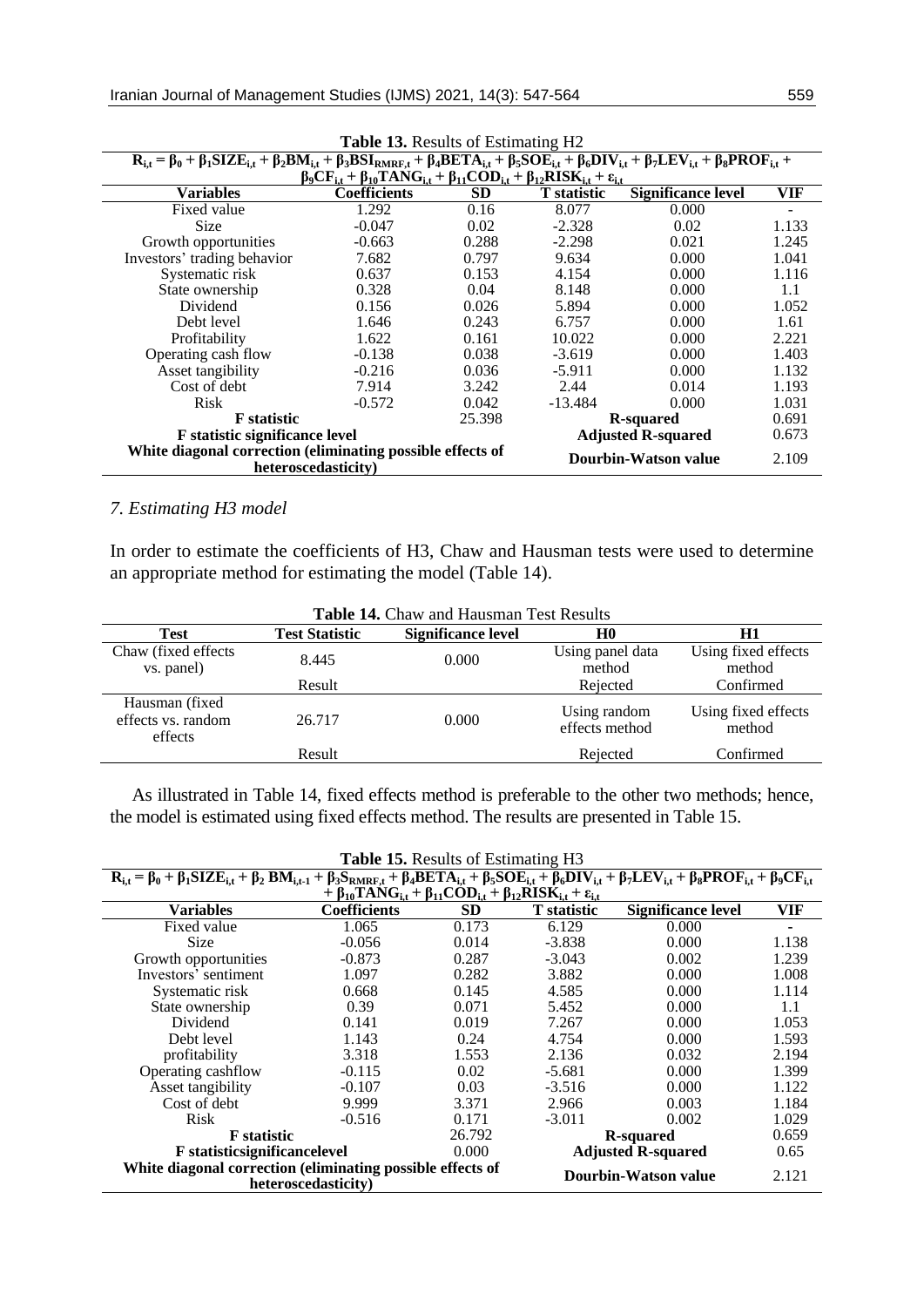**Table 13.** Results of Estimating H2

$$R_{i,t} = \beta_0 + \beta_1 SIZE_{i,t} + \beta_2 BM_{i,t} + \beta_3 BSI_{RMRF,t} + \beta_4 BETA_{i,t} + \beta_5 SOE_{i,t} + \beta_6 DIV_{i,t} + \beta_7 LEV_{i,t} + \beta_8 PROF_{i,t} + \beta_9 CF_{i,t} + \beta_{10} TANG_{i,t} + \beta_{11} COD_{i,t} + \beta_{12} RISK_{i,t} + \varepsilon_{i,t}$$

| Variables | Coefficients | SD | T statistic | Significance level | VIF |
|---|---|---|---|---|---|
| Fixed value | 1.292 | 0.16 | 8.077 | 0.000 | - |
| Size | -0.047 | 0.02 | -2.328 | 0.02 | 1.133 |
| Growth opportunities | -0.663 | 0.288 | -2.298 | 0.021 | 1.245 |
| Investors' trading behavior | 7.682 | 0.797 | 9.634 | 0.000 | 1.041 |
| Systematic risk | 0.637 | 0.153 | 4.154 | 0.000 | 1.116 |
| State ownership | 0.328 | 0.04 | 8.148 | 0.000 | 1.1 |
| Dividend | 0.156 | 0.026 | 5.894 | 0.000 | 1.052 |
| Debt level | 1.646 | 0.243 | 6.757 | 0.000 | 1.61 |
| Profitability | 1.622 | 0.161 | 10.022 | 0.000 | 2.221 |
| Operating cash flow | -0.138 | 0.038 | -3.619 | 0.000 | 1.403 |
| Asset tangibility | -0.216 | 0.036 | -5.911 | 0.000 | 1.132 |
| Cost of debt | 7.914 | 3.242 | 2.44 | 0.014 | 1.193 |
| Risk | -0.572 | 0.042 | -13.484 | 0.000 | 1.031 |
| **F statistic** | | 25.398 | **R-squared** | | 0.691 |
| **F statistic significance level** | | | **Adjusted R-squared** | | 0.673 |
| **White diagonal correction (eliminating possible effects of heteroscedasticity)** | | | **Dourbin-Watson value** | | 2.109 |

## *7. Estimating H3 model*

In order to estimate the coefficients of H3, Chaw and Hausman tests were used to determine an appropriate method for estimating the model (Table 14).

**Table 14.** Chaw and Hausman Test Results

| Test | Test Statistic | Significance level | H0 | H1 |
|---|---|---|---|---|
| Chaw (fixed effects vs. panel) | 8.445 | 0.000 | Using panel data method | Using fixed effects method |
| | Result | | Rejected | Confirmed |
| Hausman (fixed effects vs. random effects | 26.717 | 0.000 | Using random effects method | Using fixed effects method |
| | Result | | Rejected | Confirmed |

As illustrated in Table 14, fixed effects method is preferable to the other two methods; hence, the model is estimated using fixed effects method. The results are presented in Table 15.

**Table 15.** Results of Estimating H3

$$R_{i,t} = \beta_0 + \beta_1 SIZE_{i,t} + \beta_2 BM_{i,t-1} + \beta_3 S_{RMRF,t} + \beta_4 BETA_{i,t} + \beta_5 SOE_{i,t} + \beta_6 DIV_{i,t} + \beta_7 LEV_{i,t} + \beta_8 PROF_{i,t} + \beta_9 CF_{i,t} + \beta_{10} TANG_{i,t} + \beta_{11} COD_{i,t} + \beta_{12} RISK_{i,t} + \varepsilon_{i,t}$$

| Variables | Coefficients | SD | T statistic | Significance level | VIF |
|---|---|---|---|---|---|
| Fixed value | 1.065 | 0.173 | 6.129 | 0.000 | - |
| Size | -0.056 | 0.014 | -3.838 | 0.000 | 1.138 |
| Growth opportunities | -0.873 | 0.287 | -3.043 | 0.002 | 1.239 |
| Investors' sentiment | 1.097 | 0.282 | 3.882 | 0.000 | 1.008 |
| Systematic risk | 0.668 | 0.145 | 4.585 | 0.000 | 1.114 |
| State ownership | 0.39 | 0.071 | 5.452 | 0.000 | 1.1 |
| Dividend | 0.141 | 0.019 | 7.267 | 0.000 | 1.053 |
| Debt level | 1.143 | 0.24 | 4.754 | 0.000 | 1.593 |
| profitability | 3.318 | 1.553 | 2.136 | 0.032 | 2.194 |
| Operating cashflow | -0.115 | 0.02 | -5.681 | 0.000 | 1.399 |
| Asset tangibility | -0.107 | 0.03 | -3.516 | 0.000 | 1.122 |
| Cost of debt | 9.999 | 3.371 | 2.966 | 0.003 | 1.184 |
| Risk | -0.516 | 0.171 | -3.011 | 0.002 | 1.029 |
| **F statistic** | | 26.792 | **R-squared** | | 0.659 |
| **F statisticsignificancelevel** | | 0.000 | **Adjusted R-squared** | | 0.65 |
| **White diagonal correction (eliminating possible effects of heteroscedasticity)** | | | **Dourbin-Watson value** | | 2.121 |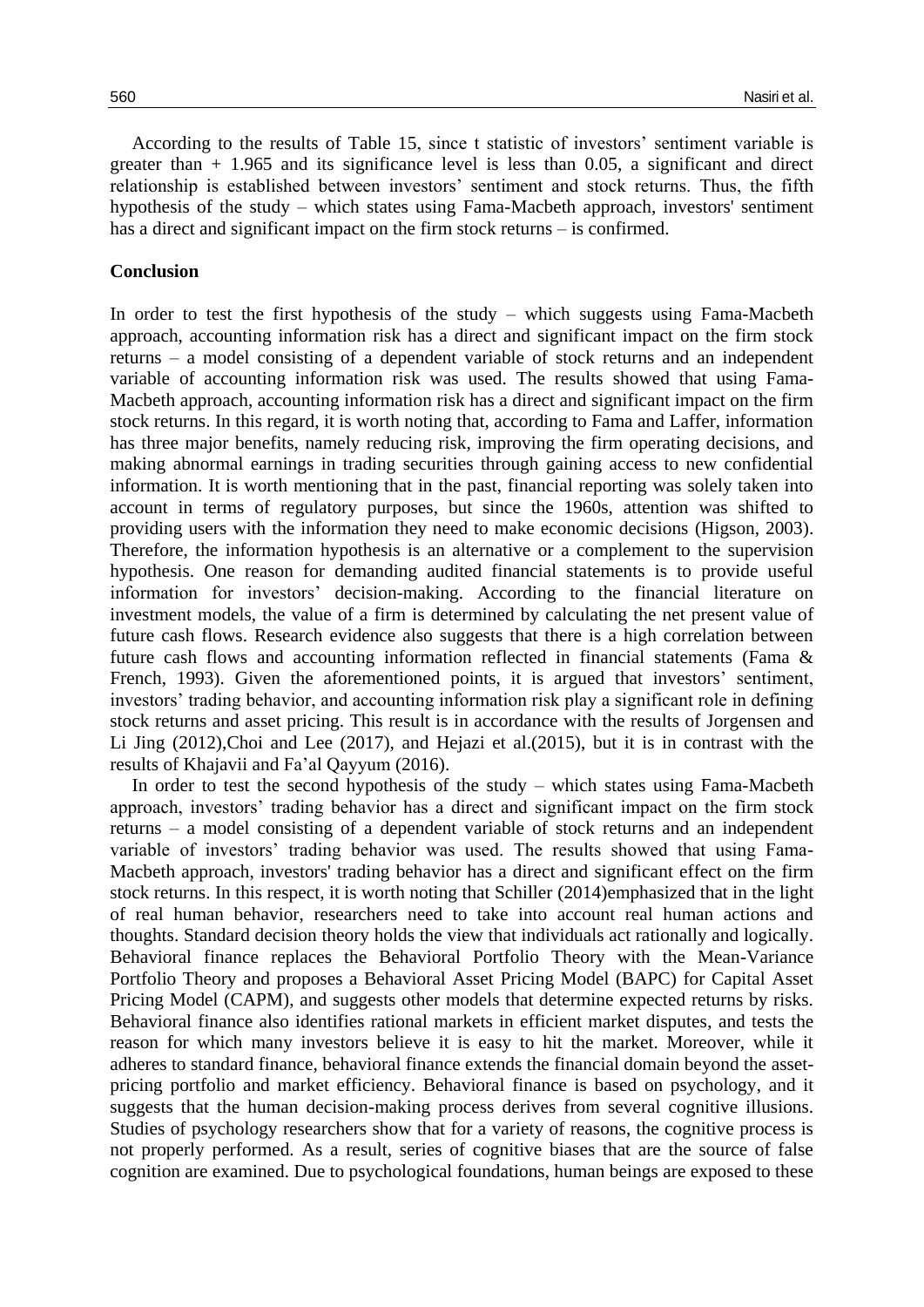According to the results of Table 15, since t statistic of investors' sentiment variable is greater than + 1.965 and its significance level is less than 0.05, a significant and direct relationship is established between investors' sentiment and stock returns. Thus, the fifth hypothesis of the study – which states using Fama-Macbeth approach, investors' sentiment has a direct and significant impact on the firm stock returns – is confirmed.

## Conclusion

In order to test the first hypothesis of the study – which suggests using Fama-Macbeth approach, accounting information risk has a direct and significant impact on the firm stock returns – a model consisting of a dependent variable of stock returns and an independent variable of accounting information risk was used. The results showed that using Fama-Macbeth approach, accounting information risk has a direct and significant impact on the firm stock returns. In this regard, it is worth noting that, according to Fama and Laffer, information has three major benefits, namely reducing risk, improving the firm operating decisions, and making abnormal earnings in trading securities through gaining access to new confidential information. It is worth mentioning that in the past, financial reporting was solely taken into account in terms of regulatory purposes, but since the 1960s, attention was shifted to providing users with the information they need to make economic decisions (Higson, 2003). Therefore, the information hypothesis is an alternative or a complement to the supervision hypothesis. One reason for demanding audited financial statements is to provide useful information for investors' decision-making. According to the financial literature on investment models, the value of a firm is determined by calculating the net present value of future cash flows. Research evidence also suggests that there is a high correlation between future cash flows and accounting information reflected in financial statements (Fama & French, 1993). Given the aforementioned points, it is argued that investors' sentiment, investors' trading behavior, and accounting information risk play a significant role in defining stock returns and asset pricing. This result is in accordance with the results of Jorgensen and Li Jing (2012),Choi and Lee (2017), and Hejazi et al.(2015), but it is in contrast with the results of Khajavii and Fa'al Qayyum (2016).

In order to test the second hypothesis of the study – which states using Fama-Macbeth approach, investors' trading behavior has a direct and significant impact on the firm stock returns – a model consisting of a dependent variable of stock returns and an independent variable of investors' trading behavior was used. The results showed that using Fama-Macbeth approach, investors' trading behavior has a direct and significant effect on the firm stock returns. In this respect, it is worth noting that Schiller (2014)emphasized that in the light of real human behavior, researchers need to take into account real human actions and thoughts. Standard decision theory holds the view that individuals act rationally and logically. Behavioral finance replaces the Behavioral Portfolio Theory with the Mean-Variance Portfolio Theory and proposes a Behavioral Asset Pricing Model (BAPC) for Capital Asset Pricing Model (CAPM), and suggests other models that determine expected returns by risks. Behavioral finance also identifies rational markets in efficient market disputes, and tests the reason for which many investors believe it is easy to hit the market. Moreover, while it adheres to standard finance, behavioral finance extends the financial domain beyond the asset-pricing portfolio and market efficiency. Behavioral finance is based on psychology, and it suggests that the human decision-making process derives from several cognitive illusions. Studies of psychology researchers show that for a variety of reasons, the cognitive process is not properly performed. As a result, series of cognitive biases that are the source of false cognition are examined. Due to psychological foundations, human beings are exposed to these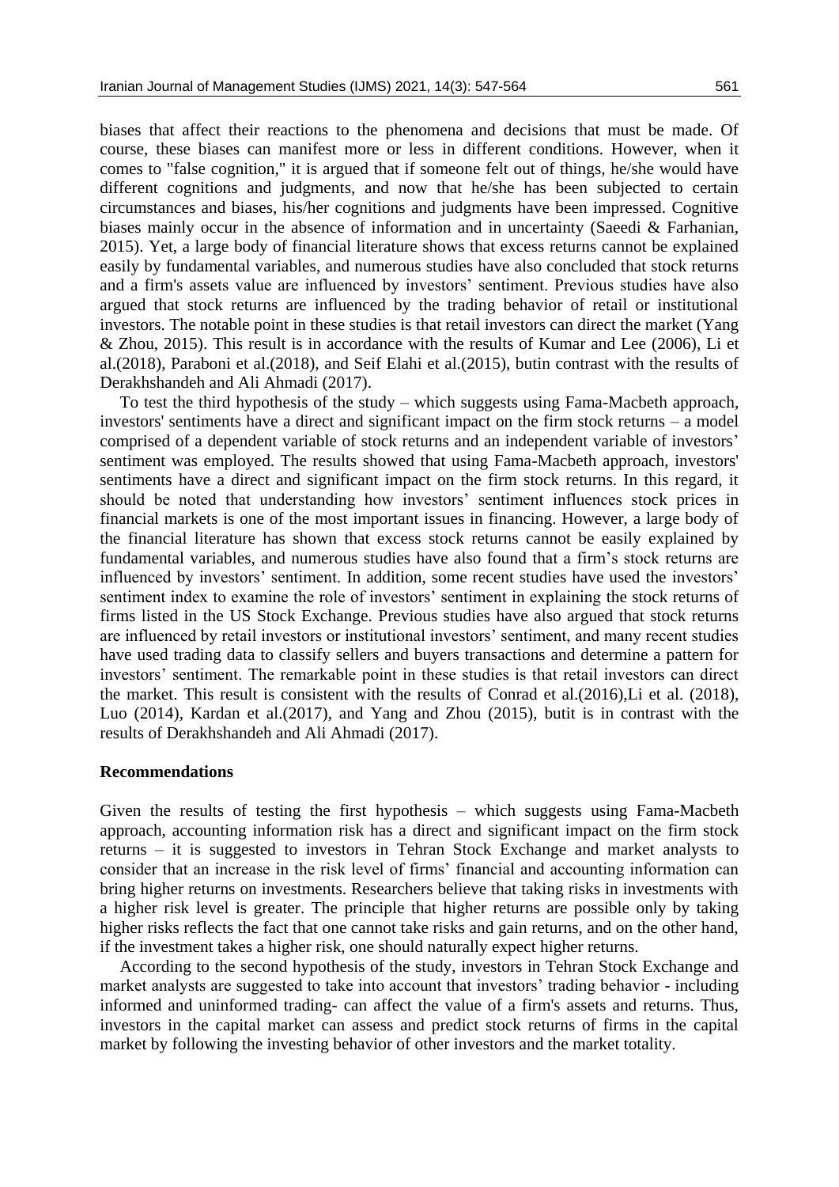biases that affect their reactions to the phenomena and decisions that must be made. Of course, these biases can manifest more or less in different conditions. However, when it comes to "false cognition," it is argued that if someone felt out of things, he/she would have different cognitions and judgments, and now that he/she has been subjected to certain circumstances and biases, his/her cognitions and judgments have been impressed. Cognitive biases mainly occur in the absence of information and in uncertainty (Saeedi & Farhanian, 2015). Yet, a large body of financial literature shows that excess returns cannot be explained easily by fundamental variables, and numerous studies have also concluded that stock returns and a firm's assets value are influenced by investors' sentiment. Previous studies have also argued that stock returns are influenced by the trading behavior of retail or institutional investors. The notable point in these studies is that retail investors can direct the market (Yang & Zhou, 2015). This result is in accordance with the results of Kumar and Lee (2006), Li et al.(2018), Paraboni et al.(2018), and Seif Elahi et al.(2015), butin contrast with the results of Derakhshandeh and Ali Ahmadi (2017).

To test the third hypothesis of the study – which suggests using Fama-Macbeth approach, investors' sentiments have a direct and significant impact on the firm stock returns – a model comprised of a dependent variable of stock returns and an independent variable of investors' sentiment was employed. The results showed that using Fama-Macbeth approach, investors' sentiments have a direct and significant impact on the firm stock returns. In this regard, it should be noted that understanding how investors' sentiment influences stock prices in financial markets is one of the most important issues in financing. However, a large body of the financial literature has shown that excess stock returns cannot be easily explained by fundamental variables, and numerous studies have also found that a firm's stock returns are influenced by investors' sentiment. In addition, some recent studies have used the investors' sentiment index to examine the role of investors' sentiment in explaining the stock returns of firms listed in the US Stock Exchange. Previous studies have also argued that stock returns are influenced by retail investors or institutional investors' sentiment, and many recent studies have used trading data to classify sellers and buyers transactions and determine a pattern for investors' sentiment. The remarkable point in these studies is that retail investors can direct the market. This result is consistent with the results of Conrad et al.(2016),Li et al. (2018), Luo (2014), Kardan et al.(2017), and Yang and Zhou (2015), butit is in contrast with the results of Derakhshandeh and Ali Ahmadi (2017).

### Recommendations

Given the results of testing the first hypothesis – which suggests using Fama-Macbeth approach, accounting information risk has a direct and significant impact on the firm stock returns – it is suggested to investors in Tehran Stock Exchange and market analysts to consider that an increase in the risk level of firms' financial and accounting information can bring higher returns on investments. Researchers believe that taking risks in investments with a higher risk level is greater. The principle that higher returns are possible only by taking higher risks reflects the fact that one cannot take risks and gain returns, and on the other hand, if the investment takes a higher risk, one should naturally expect higher returns.

According to the second hypothesis of the study, investors in Tehran Stock Exchange and market analysts are suggested to take into account that investors' trading behavior - including informed and uninformed trading- can affect the value of a firm's assets and returns. Thus, investors in the capital market can assess and predict stock returns of firms in the capital market by following the investing behavior of other investors and the market totality.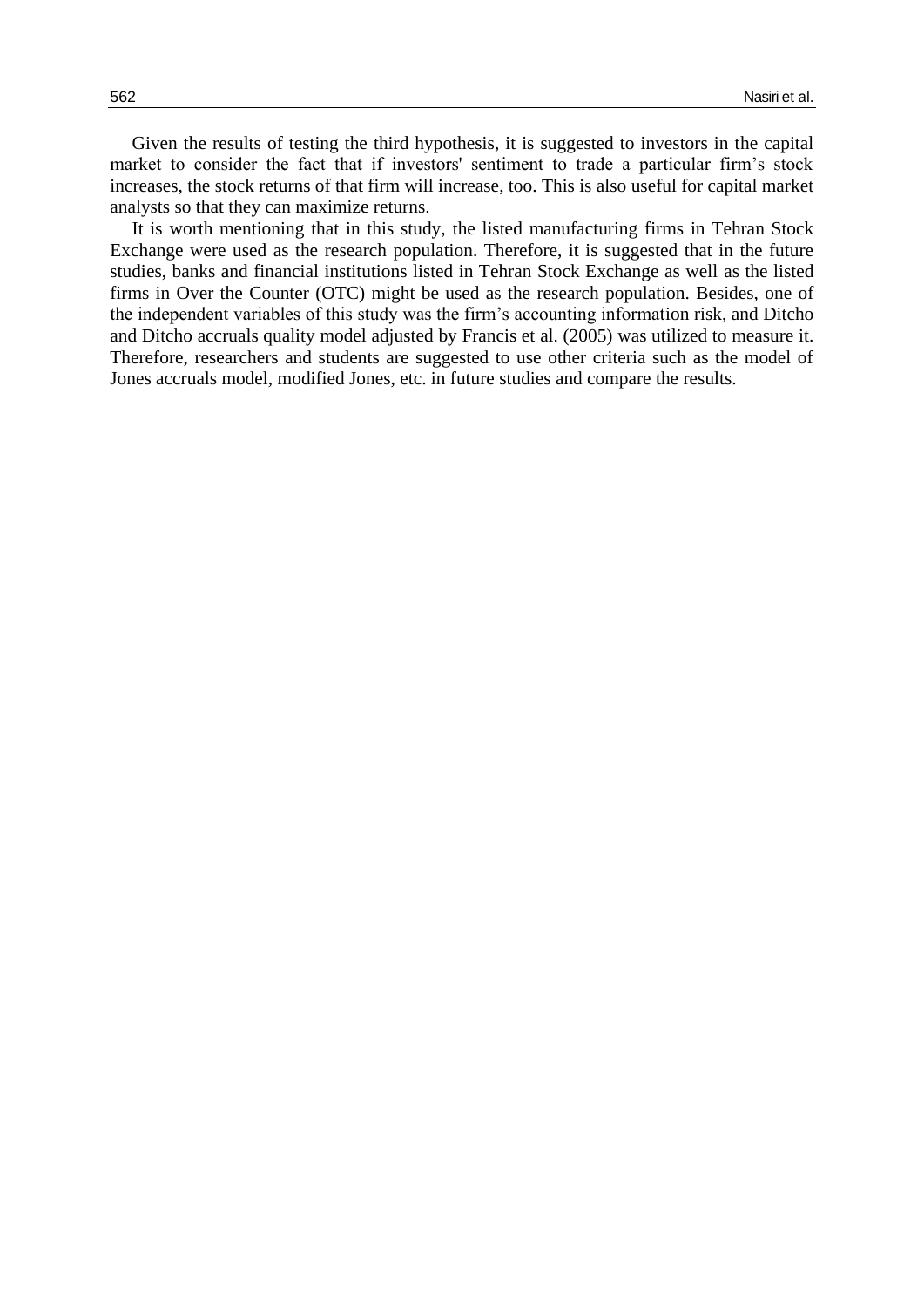Given the results of testing the third hypothesis, it is suggested to investors in the capital market to consider the fact that if investors' sentiment to trade a particular firm's stock increases, the stock returns of that firm will increase, too. This is also useful for capital market analysts so that they can maximize returns.

It is worth mentioning that in this study, the listed manufacturing firms in Tehran Stock Exchange were used as the research population. Therefore, it is suggested that in the future studies, banks and financial institutions listed in Tehran Stock Exchange as well as the listed firms in Over the Counter (OTC) might be used as the research population. Besides, one of the independent variables of this study was the firm's accounting information risk, and Ditcho and Ditcho accruals quality model adjusted by Francis et al. (2005) was utilized to measure it. Therefore, researchers and students are suggested to use other criteria such as the model of Jones accruals model, modified Jones, etc. in future studies and compare the results.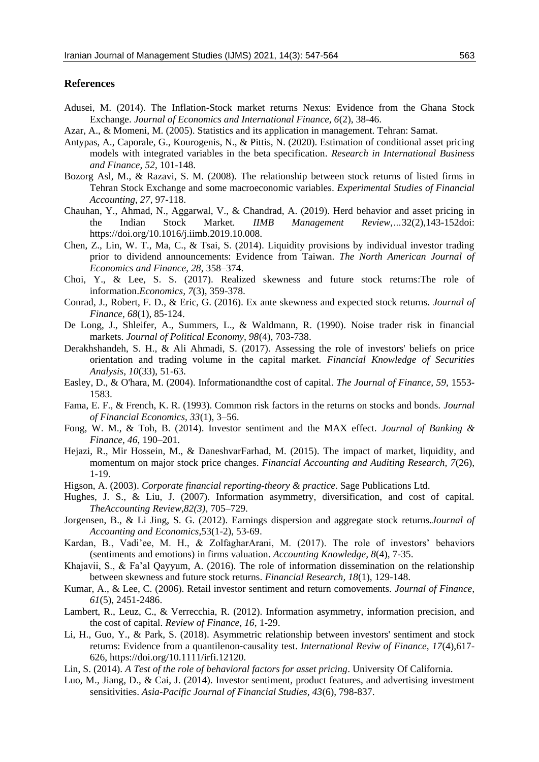## References

Adusei, M. (2014). The Inflation-Stock market returns Nexus: Evidence from the Ghana Stock Exchange. *Journal of Economics and International Finance, 6*(2), 38-46.

Azar, A., & Momeni, M. (2005). Statistics and its application in management. Tehran: Samat.

Antypas, A., Caporale, G., Kourogenis, N., & Pittis, N. (2020). Estimation of conditional asset pricing models with integrated variables in the beta specification. *Research in International Business and Finance, 52*, 101-148.

Bozorg Asl, M., & Razavi, S. M. (2008). The relationship between stock returns of listed firms in Tehran Stock Exchange and some macroeconomic variables. *Experimental Studies of Financial Accounting, 27*, 97-118.

Chauhan, Y., Ahmad, N., Aggarwal, V., & Chandrad, A. (2019). Herd behavior and asset pricing in the Indian Stock Market. *IIMB Management Review,…*32(2),143-152doi: https://doi.org/10.1016/j.iimb.2019.10.008.

Chen, Z., Lin, W. T., Ma, C., & Tsai, S. (2014). Liquidity provisions by individual investor trading prior to dividend announcements: Evidence from Taiwan. *The North American Journal of Economics and Finance, 28*, 358–374.

Choi, Y., & Lee, S. S. (2017). Realized skewness and future stock returns:The role of information.*Economics, 7*(3), 359-378.

Conrad, J., Robert, F. D., & Eric, G. (2016). Ex ante skewness and expected stock returns. *Journal of Finance, 68*(1), 85-124.

De Long, J., Shleifer, A., Summers, L., & Waldmann, R. (1990). Noise trader risk in financial markets. *Journal of Political Economy, 98*(4), 703-738.

Derakhshandeh, S. H., & Ali Ahmadi, S. (2017). Assessing the role of investors' beliefs on price orientation and trading volume in the capital market. *Financial Knowledge of Securities Analysis, 10*(33), 51-63.

Easley, D., & O'hara, M. (2004). Informationandthe cost of capital. *The Journal of Finance, 59*, 1553-1583.

Fama, E. F., & French, K. R. (1993). Common risk factors in the returns on stocks and bonds. *Journal of Financial Economics, 33*(1), 3–56.

Fong, W. M., & Toh, B. (2014). Investor sentiment and the MAX effect. *Journal of Banking & Finance, 46*, 190–201.

Hejazi, R., Mir Hossein, M., & DaneshvarFarhad, M. (2015). The impact of market, liquidity, and momentum on major stock price changes. *Financial Accounting and Auditing Research, 7*(26), 1-19.

Higson, A. (2003). *Corporate financial reporting-theory & practice*. Sage Publications Ltd.

Hughes, J. S., & Liu, J. (2007). Information asymmetry, diversification, and cost of capital. *TheAccounting Review,82(3)*, 705–729.

Jorgensen, B., & Li Jing, S. G. (2012). Earnings dispersion and aggregate stock returns.*Journal of Accounting and Economics*,53(1-2), 53-69.

Kardan, B., Vadi'ee, M. H., & ZolfagharArani, M. (2017). The role of investors' behaviors (sentiments and emotions) in firms valuation. *Accounting Knowledge, 8*(4), 7-35.

Khajavii, S., & Fa'al Qayyum, A. (2016). The role of information dissemination on the relationship between skewness and future stock returns. *Financial Research, 18*(1), 129-148.

Kumar, A., & Lee, C. (2006). Retail investor sentiment and return comovements. *Journal of Finance, 61*(5), 2451-2486.

Lambert, R., Leuz, C., & Verrecchia, R. (2012). Information asymmetry, information precision, and the cost of capital. *Review of Finance, 16*, 1-29.

Li, H., Guo, Y., & Park, S. (2018). Asymmetric relationship between investors' sentiment and stock returns: Evidence from a quantilenon-causality test. *International Reviw of Finance, 17*(4),617-626, https://doi.org/10.1111/irfi.12120.

Lin, S. (2014). *A Test of the role of behavioral factors for asset pricing*. University Of California.

Luo, M., Jiang, D., & Cai, J. (2014). Investor sentiment, product features, and advertising investment sensitivities. *Asia-Pacific Journal of Financial Studies, 43*(6), 798-837.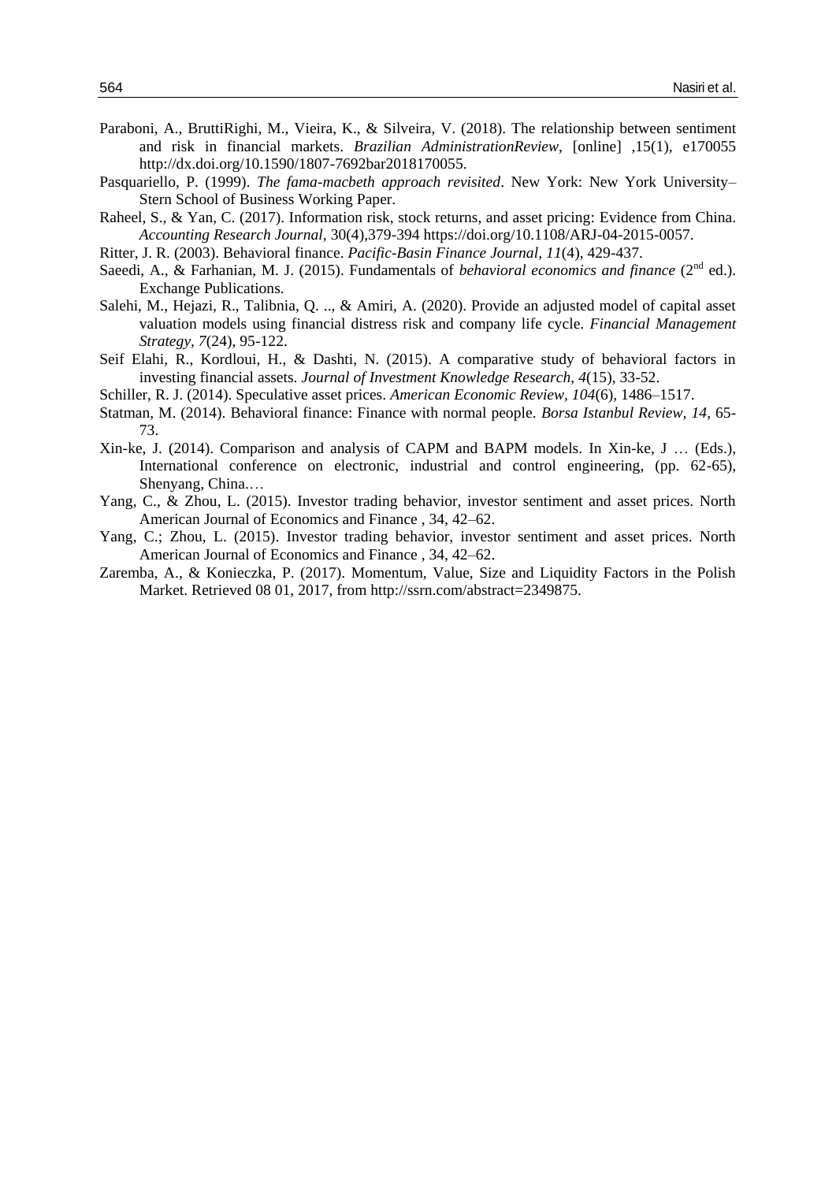Paraboni, A., BruttiRighi, M., Vieira, K., & Silveira, V. (2018). The relationship between sentiment and risk in financial markets. *Brazilian AdministrationReview*, [online] ,15(1), e170055 http://dx.doi.org/10.1590/1807-7692bar2018170055.

Pasquariello, P. (1999). *The fama-macbeth approach revisited*. New York: New York University–Stern School of Business Working Paper.

Raheel, S., & Yan, C. (2017). Information risk, stock returns, and asset pricing: Evidence from China. *Accounting Research Journal*, 30(4),379-394 https://doi.org/10.1108/ARJ-04-2015-0057.

Ritter, J. R. (2003). Behavioral finance. *Pacific-Basin Finance Journal*, *11*(4), 429-437.

Saeedi, A., & Farhanian, M. J. (2015). Fundamentals of *behavioral economics and finance* (2nd ed.). Exchange Publications.

Salehi, M., Hejazi, R., Talibnia, Q. .., & Amiri, A. (2020). Provide an adjusted model of capital asset valuation models using financial distress risk and company life cycle. *Financial Management Strategy*, *7*(24), 95-122.

Seif Elahi, R., Kordloui, H., & Dashti, N. (2015). A comparative study of behavioral factors in investing financial assets. *Journal of Investment Knowledge Research, 4*(15), 33-52.

Schiller, R. J. (2014). Speculative asset prices. *American Economic Review*, *104*(6), 1486–1517.

Statman, M. (2014). Behavioral finance: Finance with normal people. *Borsa Istanbul Review*, *14*, 65-73.

Xin-ke, J. (2014). Comparison and analysis of CAPM and BAPM models. In Xin-ke, J … (Eds.), International conference on electronic, industrial and control engineering, (pp. 62-65), Shenyang, China.…

Yang, C., & Zhou, L. (2015). Investor trading behavior, investor sentiment and asset prices. North American Journal of Economics and Finance , 34, 42–62.

Yang, C.; Zhou, L. (2015). Investor trading behavior, investor sentiment and asset prices. North American Journal of Economics and Finance , 34, 42–62.

Zaremba, A., & Konieczka, P. (2017). Momentum, Value, Size and Liquidity Factors in the Polish Market. Retrieved 08 01, 2017, from http://ssrn.com/abstract=2349875.